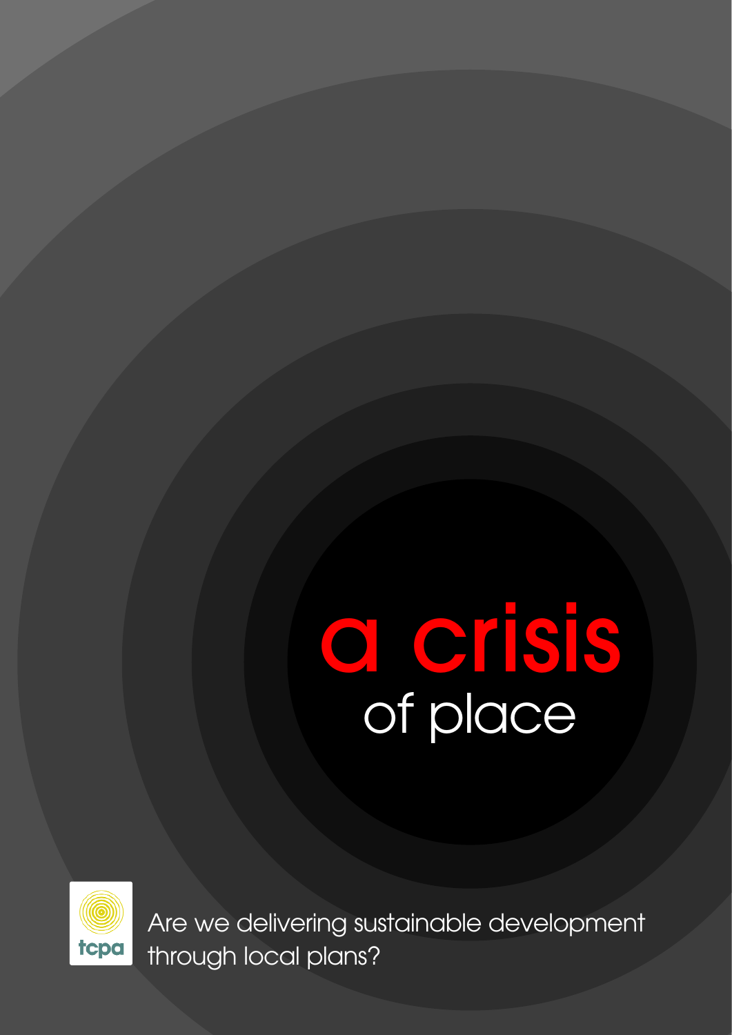# a crisis of place

tcpa

Are we delivering sustainable development through local plans?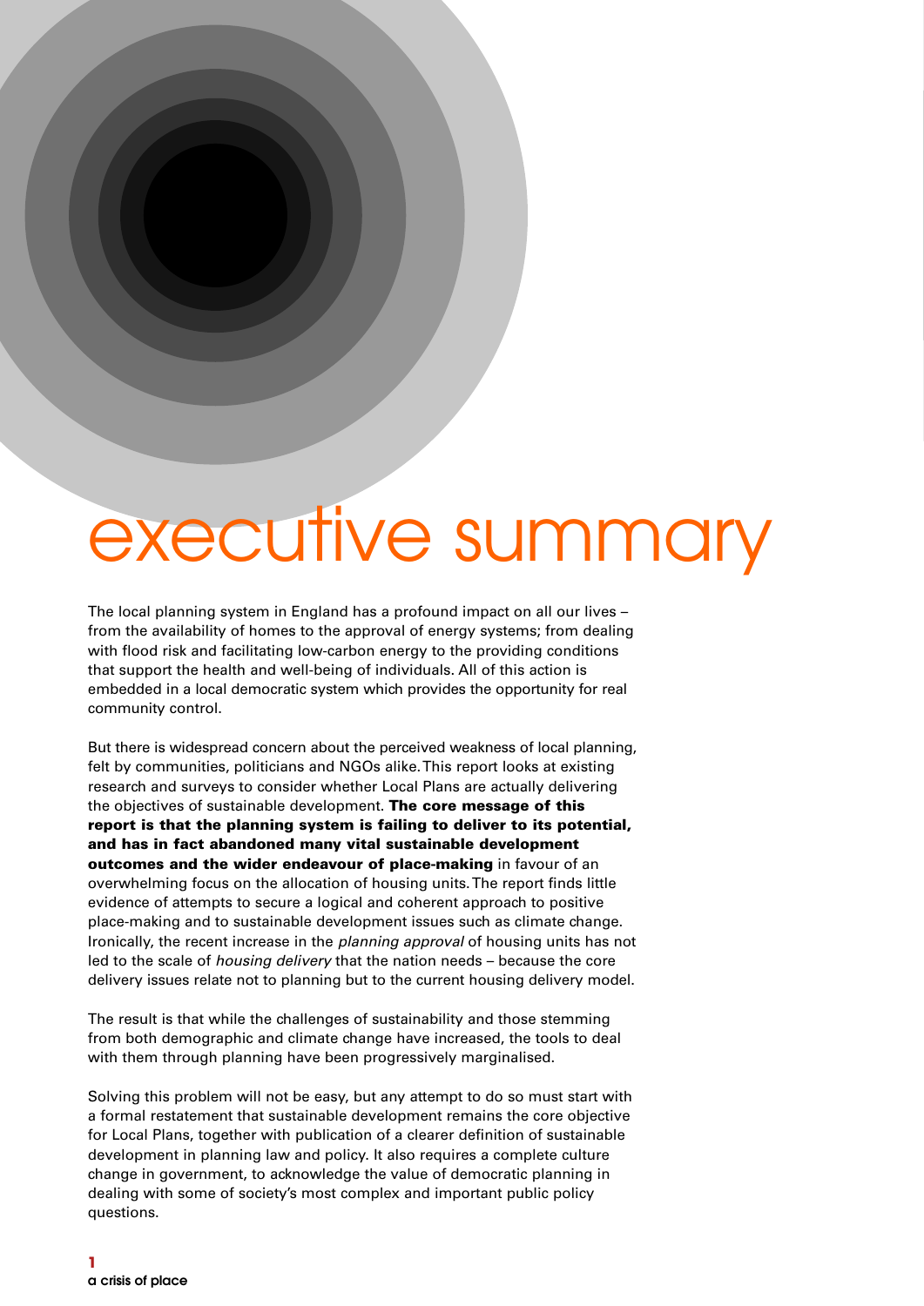# executive summary

The local planning system in England has a profound impact on all our lives – from the availability of homes to the approval of energy systems; from dealing with flood risk and facilitating low-carbon energy to the providing conditions that support the health and well-being of individuals. All of this action is embedded in a local democratic system which provides the opportunity for real community control.

But there is widespread concern about the perceived weakness of local planning, felt by communities, politicians and NGOs alike. This report looks at existing research and surveys to consider whether Local Plans are actually delivering the objectives of sustainable development. **The core message of this report is that the planning system is failing to deliver to its potential, and has in fact abandoned many vital sustainable development outcomes and the wider endeavour of place-making** in favour of an overwhelming focus on the allocation of housing units. The report finds little evidence of attempts to secure a logical and coherent approach to positive place-making and to sustainable development issues such as climate change. Ironically, the recent increase in the *planning approval* of housing units has not led to the scale of *housing delivery* that the nation needs – because the core delivery issues relate not to planning but to the current housing delivery model.

The result is that while the challenges of sustainability and those stemming from both demographic and climate change have increased, the tools to deal with them through planning have been progressively marginalised.

Solving this problem will not be easy, but any attempt to do so must start with a formal restatement that sustainable development remains the core objective for Local Plans, together with publication of a clearer definition of sustainable development in planning law and policy. It also requires a complete culture change in government, to acknowledge the value of democratic planning in dealing with some of society's most complex and important public policy questions.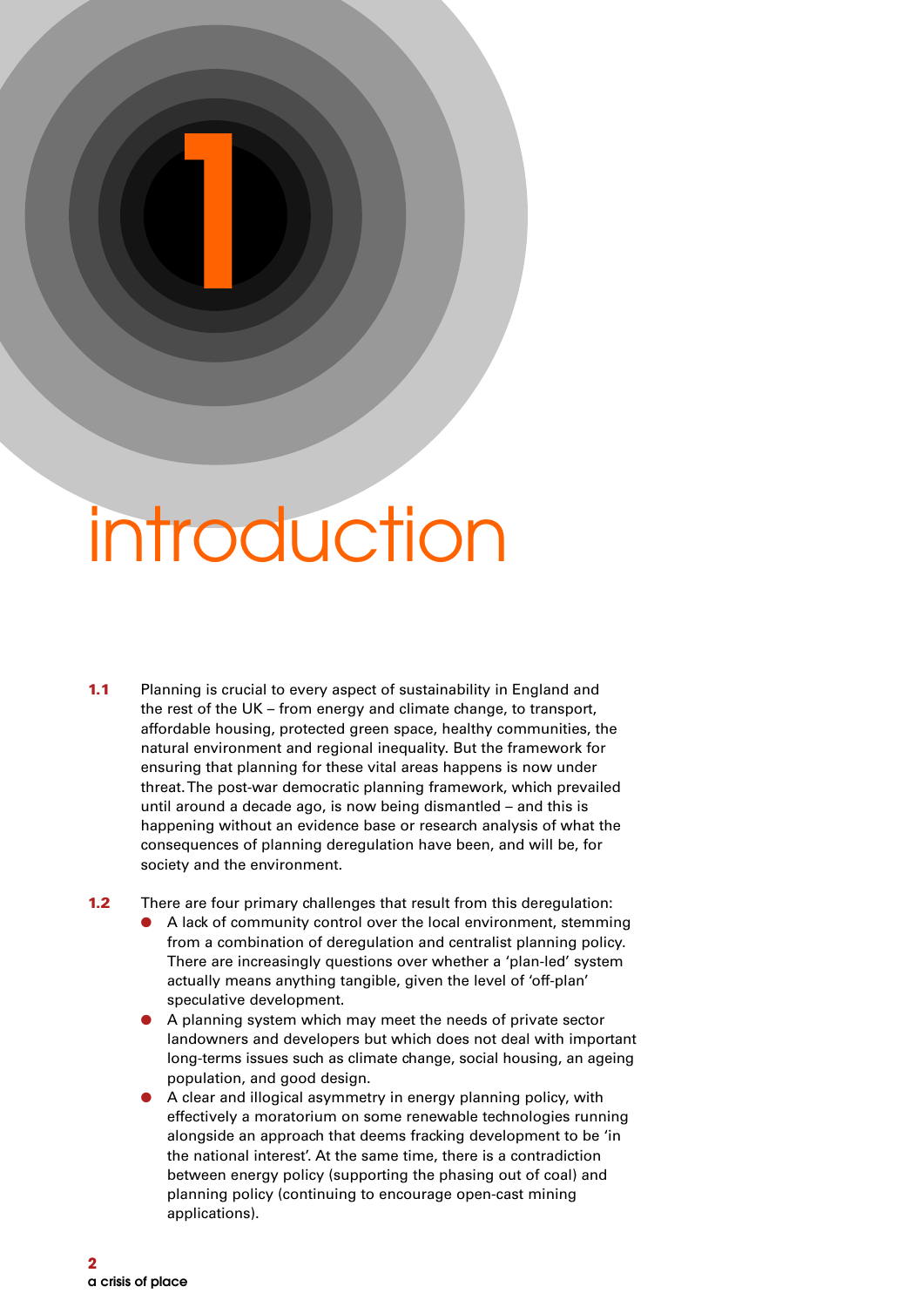# 1 introduction

**1.1** Planning is crucial to every aspect of sustainability in England and the rest of the UK – from energy and climate change, to transport, affordable housing, protected green space, healthy communities, the natural environment and regional inequality. But the framework for ensuring that planning for these vital areas happens is now under threat. The post-war democratic planning framework, which prevailed until around a decade ago, is now being dismantled – and this is happening without an evidence base or research analysis of what the consequences of planning deregulation have been, and will be, for society and the environment.

**1.2** There are four primary challenges that result from this deregulation:

- A lack of community control over the local environment, stemming from a combination of deregulation and centralist planning policy. There are increasingly questions over whether a 'plan-led' system actually means anything tangible, given the level of 'off-plan' speculative development.
- A planning system which may meet the needs of private sector landowners and developers but which does not deal with important long-terms issues such as climate change, social housing, an ageing population, and good design.
- A clear and illogical asymmetry in energy planning policy, with effectively a moratorium on some renewable technologies running alongside an approach that deems fracking development to be 'in the national interest'. At the same time, there is a contradiction between energy policy (supporting the phasing out of coal) and planning policy (continuing to encourage open-cast mining applications).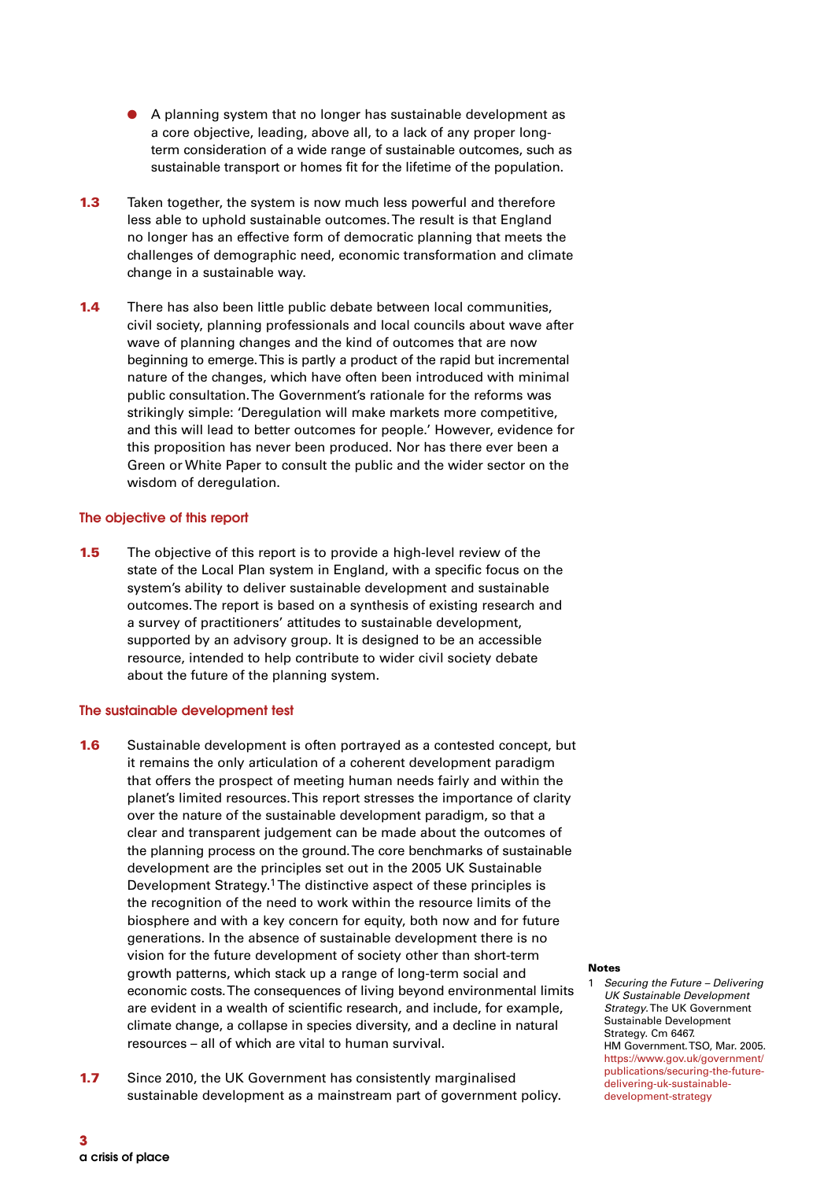- A planning system that no longer has sustainable development as a core objective, leading, above all, to a lack of any proper long-term consideration of a wide range of sustainable outcomes, such as sustainable transport or homes fit for the lifetime of the population.

**1.3** Taken together, the system is now much less powerful and therefore less able to uphold sustainable outcomes. The result is that England no longer has an effective form of democratic planning that meets the challenges of demographic need, economic transformation and climate change in a sustainable way.

**1.4** There has also been little public debate between local communities, civil society, planning professionals and local councils about wave after wave of planning changes and the kind of outcomes that are now beginning to emerge. This is partly a product of the rapid but incremental nature of the changes, which have often been introduced with minimal public consultation. The Government's rationale for the reforms was strikingly simple: 'Deregulation will make markets more competitive, and this will lead to better outcomes for people.' However, evidence for this proposition has never been produced. Nor has there ever been a Green or White Paper to consult the public and the wider sector on the wisdom of deregulation.

### The objective of this report

**1.5** The objective of this report is to provide a high-level review of the state of the Local Plan system in England, with a specific focus on the system's ability to deliver sustainable development and sustainable outcomes. The report is based on a synthesis of existing research and a survey of practitioners' attitudes to sustainable development, supported by an advisory group. It is designed to be an accessible resource, intended to help contribute to wider civil society debate about the future of the planning system.

### The sustainable development test

**1.6** Sustainable development is often portrayed as a contested concept, but it remains the only articulation of a coherent development paradigm that offers the prospect of meeting human needs fairly and within the planet's limited resources. This report stresses the importance of clarity over the nature of the sustainable development paradigm, so that a clear and transparent judgement can be made about the outcomes of the planning process on the ground. The core benchmarks of sustainable development are the principles set out in the 2005 UK Sustainable Development Strategy.[1] The distinctive aspect of these principles is the recognition of the need to work within the resource limits of the biosphere and with a key concern for equity, both now and for future generations. In the absence of sustainable development there is no vision for the future development of society other than short-term growth patterns, which stack up a range of long-term social and economic costs. The consequences of living beyond environmental limits are evident in a wealth of scientific research, and include, for example, climate change, a collapse in species diversity, and a decline in natural resources – all of which are vital to human survival.

**1.7** Since 2010, the UK Government has consistently marginalised sustainable development as a mainstream part of government policy.

**Notes**

1 *Securing the Future – Delivering UK Sustainable Development Strategy.* The UK Government Sustainable Development Strategy. Cm 6467. HM Government. TSO, Mar. 2005. https://www.gov.uk/government/publications/securing-the-future-delivering-uk-sustainable-development-strategy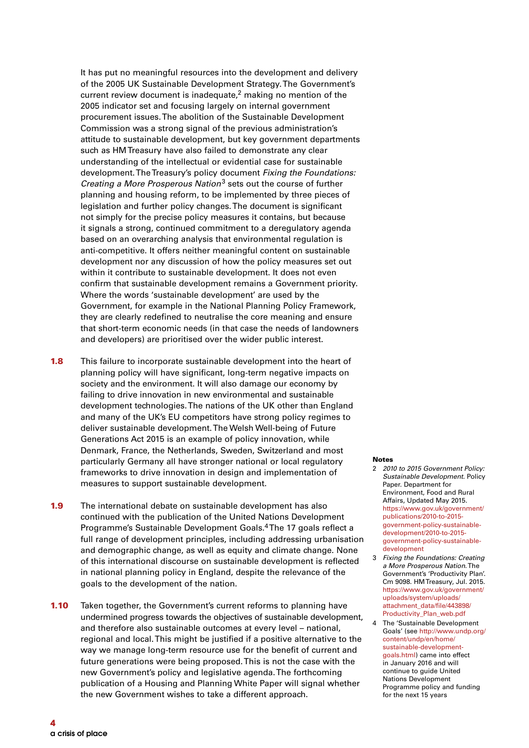It has put no meaningful resources into the development and delivery of the 2005 UK Sustainable Development Strategy. The Government's current review document is inadequate,[2] making no mention of the 2005 indicator set and focusing largely on internal government procurement issues. The abolition of the Sustainable Development Commission was a strong signal of the previous administration's attitude to sustainable development, but key government departments such as HM Treasury have also failed to demonstrate any clear understanding of the intellectual or evidential case for sustainable development. The Treasury's policy document *Fixing the Foundations: Creating a More Prosperous Nation*[3] sets out the course of further planning and housing reform, to be implemented by three pieces of legislation and further policy changes. The document is significant not simply for the precise policy measures it contains, but because it signals a strong, continued commitment to a deregulatory agenda based on an overarching analysis that environmental regulation is anti-competitive. It offers neither meaningful content on sustainable development nor any discussion of how the policy measures set out within it contribute to sustainable development. It does not even confirm that sustainable development remains a Government priority. Where the words 'sustainable development' are used by the Government, for example in the National Planning Policy Framework, they are clearly redefined to neutralise the core meaning and ensure that short-term economic needs (in that case the needs of landowners and developers) are prioritised over the wider public interest.

**1.8** This failure to incorporate sustainable development into the heart of planning policy will have significant, long-term negative impacts on society and the environment. It will also damage our economy by failing to drive innovation in new environmental and sustainable development technologies. The nations of the UK other than England and many of the UK's EU competitors have strong policy regimes to deliver sustainable development. The Welsh Well-being of Future Generations Act 2015 is an example of policy innovation, while Denmark, France, the Netherlands, Sweden, Switzerland and most particularly Germany all have stronger national or local regulatory frameworks to drive innovation in design and implementation of measures to support sustainable development.

**1.9** The international debate on sustainable development has also continued with the publication of the United Nations Development Programme's Sustainable Development Goals.[4] The 17 goals reflect a full range of development principles, including addressing urbanisation and demographic change, as well as equity and climate change. None of this international discourse on sustainable development is reflected in national planning policy in England, despite the relevance of the goals to the development of the nation.

**1.10** Taken together, the Government's current reforms to planning have undermined progress towards the objectives of sustainable development, and therefore also sustainable outcomes at every level – national, regional and local. This might be justified if a positive alternative to the way we manage long-term resource use for the benefit of current and future generations were being proposed. This is not the case with the new Government's policy and legislative agenda. The forthcoming publication of a Housing and Planning White Paper will signal whether the new Government wishes to take a different approach.

**Notes**

2 *2010 to 2015 Government Policy: Sustainable Development*. Policy Paper. Department for Environment, Food and Rural Affairs, Updated May 2015. https://www.gov.uk/government/publications/2010-to-2015-government-policy-sustainable-development/2010-to-2015-government-policy-sustainable-development

3 *Fixing the Foundations: Creating a More Prosperous Nation*. The Government's 'Productivity Plan'. Cm 9098. HM Treasury, Jul. 2015. https://www.gov.uk/government/uploads/system/uploads/attachment_data/file/443898/Productivity_Plan_web.pdf

4 The 'Sustainable Development Goals' (see http://www.undp.org/content/undp/en/home/sustainable-development-goals.html) came into effect in January 2016 and will continue to guide United Nations Development Programme policy and funding for the next 15 years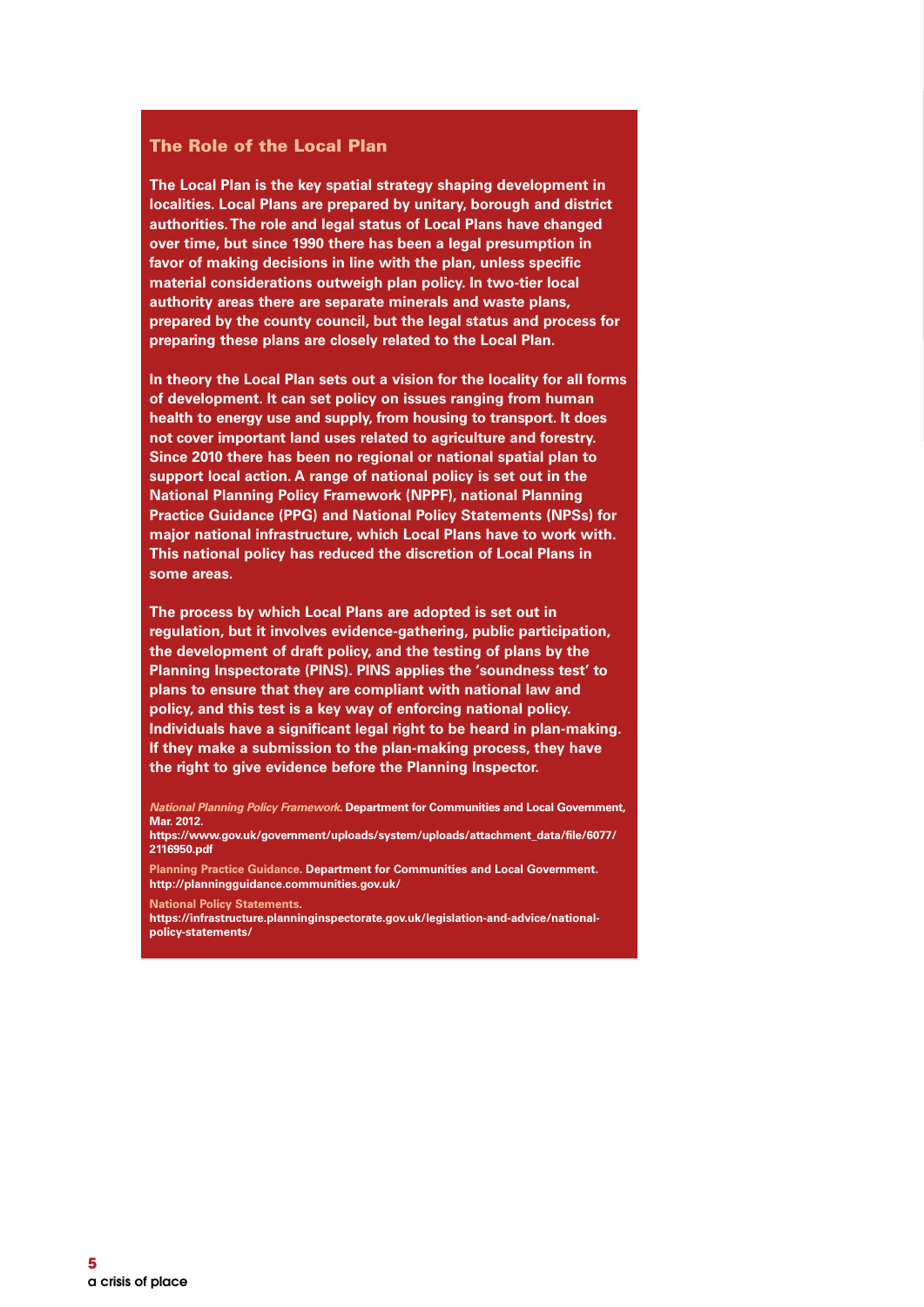## The Role of the Local Plan

**The Local Plan is the key spatial strategy shaping development in localities. Local Plans are prepared by unitary, borough and district authorities. The role and legal status of Local Plans have changed over time, but since 1990 there has been a legal presumption in favor of making decisions in line with the plan, unless specific material considerations outweigh plan policy. In two-tier local authority areas there are separate minerals and waste plans, prepared by the county council, but the legal status and process for preparing these plans are closely related to the Local Plan.**

**In theory the Local Plan sets out a vision for the locality for all forms of development. It can set policy on issues ranging from human health to energy use and supply, from housing to transport. It does not cover important land uses related to agriculture and forestry. Since 2010 there has been no regional or national spatial plan to support local action. A range of national policy is set out in the National Planning Policy Framework (NPPF), national Planning Practice Guidance (PPG) and National Policy Statements (NPSs) for major national infrastructure, which Local Plans have to work with. This national policy has reduced the discretion of Local Plans in some areas.**

**The process by which Local Plans are adopted is set out in regulation, but it involves evidence-gathering, public participation, the development of draft policy, and the testing of plans by the Planning Inspectorate (PINS). PINS applies the 'soundness test' to plans to ensure that they are compliant with national law and policy, and this test is a key way of enforcing national policy. Individuals have a significant legal right to be heard in plan-making. If they make a submission to the plan-making process, they have the right to give evidence before the Planning Inspector.**

*National Planning Policy Framework.* Department for Communities and Local Government, Mar. 2012.
https://www.gov.uk/government/uploads/system/uploads/attachment_data/file/6077/2116950.pdf

Planning Practice Guidance. Department for Communities and Local Government.
http://planningguidance.communities.gov.uk/

National Policy Statements.
https://infrastructure.planninginspectorate.gov.uk/legislation-and-advice/national-policy-statements/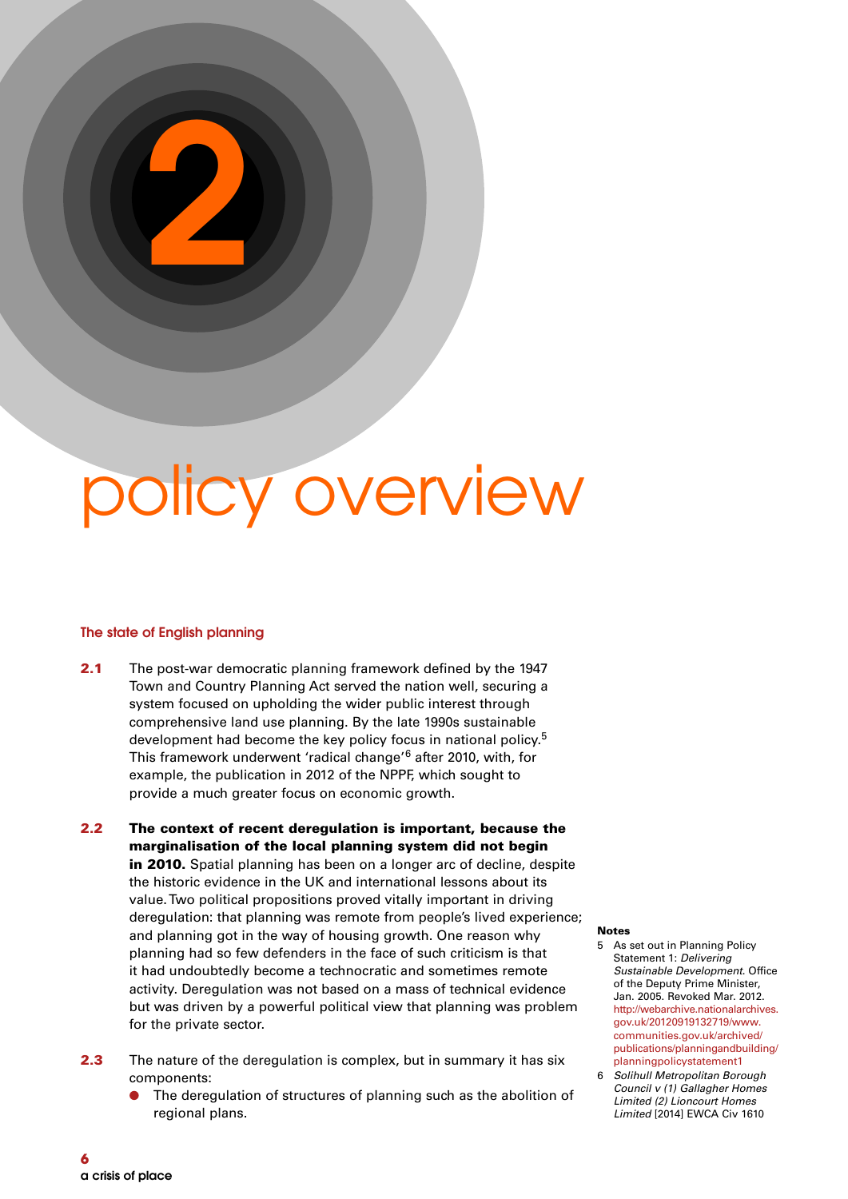# 2

# policy overview

## The state of English planning

**2.1** The post-war democratic planning framework defined by the 1947 Town and Country Planning Act served the nation well, securing a system focused on upholding the wider public interest through comprehensive land use planning. By the late 1990s sustainable development had become the key policy focus in national policy.[5] This framework underwent 'radical change'[6] after 2010, with, for example, the publication in 2012 of the NPPF, which sought to provide a much greater focus on economic growth.

**2.2** **The context of recent deregulation is important, because the marginalisation of the local planning system did not begin in 2010.** Spatial planning has been on a longer arc of decline, despite the historic evidence in the UK and international lessons about its value. Two political propositions proved vitally important in driving deregulation: that planning was remote from people's lived experience; and planning got in the way of housing growth. One reason why planning had so few defenders in the face of such criticism is that it had undoubtedly become a technocratic and sometimes remote activity. Deregulation was not based on a mass of technical evidence but was driven by a powerful political view that planning was problem for the private sector.

**2.3** The nature of the deregulation is complex, but in summary it has six components:

- The deregulation of structures of planning such as the abolition of regional plans.

**Notes**

5 As set out in Planning Policy Statement 1: *Delivering Sustainable Development*. Office of the Deputy Prime Minister, Jan. 2005. Revoked Mar. 2012. http://webarchive.nationalarchives.gov.uk/20120919132719/www.communities.gov.uk/archived/publications/planningandbuilding/planningpolicystatement1

6 *Solihull Metropolitan Borough Council v (1) Gallagher Homes Limited (2) Lioncourt Homes Limited* [2014] EWCA Civ 1610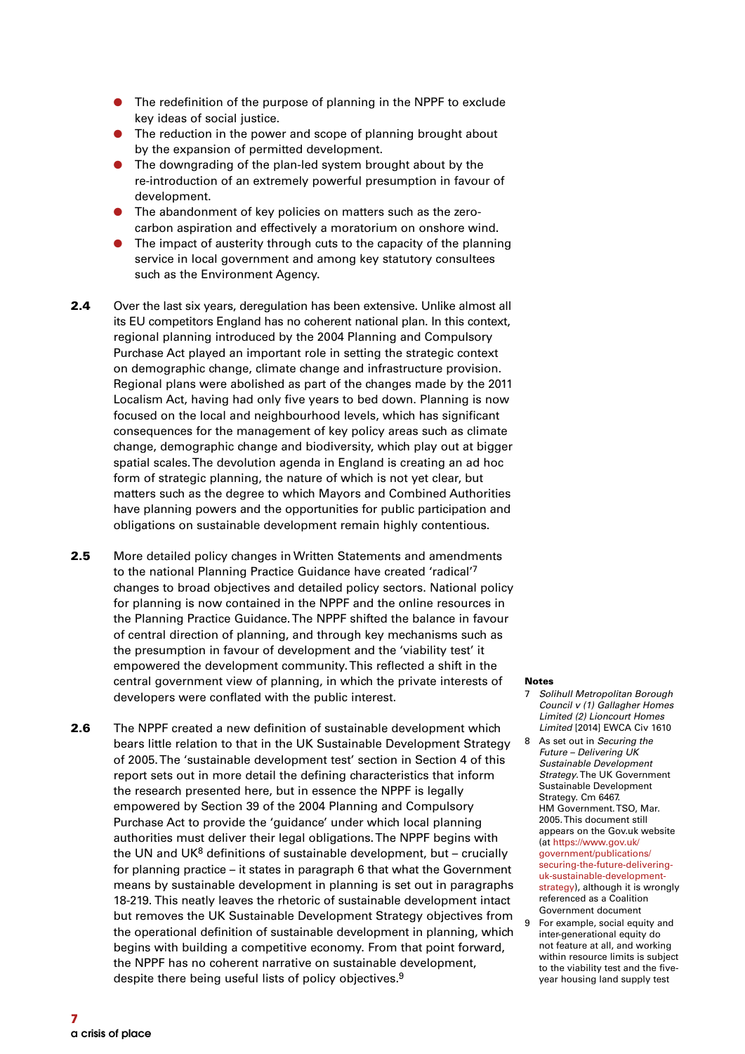- The redefinition of the purpose of planning in the NPPF to exclude key ideas of social justice.
- The reduction in the power and scope of planning brought about by the expansion of permitted development.
- The downgrading of the plan-led system brought about by the re-introduction of an extremely powerful presumption in favour of development.
- The abandonment of key policies on matters such as the zero-carbon aspiration and effectively a moratorium on onshore wind.
- The impact of austerity through cuts to the capacity of the planning service in local government and among key statutory consultees such as the Environment Agency.

**2.4** Over the last six years, deregulation has been extensive. Unlike almost all its EU competitors England has no coherent national plan. In this context, regional planning introduced by the 2004 Planning and Compulsory Purchase Act played an important role in setting the strategic context on demographic change, climate change and infrastructure provision. Regional plans were abolished as part of the changes made by the 2011 Localism Act, having had only five years to bed down. Planning is now focused on the local and neighbourhood levels, which has significant consequences for the management of key policy areas such as climate change, demographic change and biodiversity, which play out at bigger spatial scales. The devolution agenda in England is creating an ad hoc form of strategic planning, the nature of which is not yet clear, but matters such as the degree to which Mayors and Combined Authorities have planning powers and the opportunities for public participation and obligations on sustainable development remain highly contentious.

**2.5** More detailed policy changes in Written Statements and amendments to the national Planning Practice Guidance have created 'radical'[7] changes to broad objectives and detailed policy sectors. National policy for planning is now contained in the NPPF and the online resources in the Planning Practice Guidance. The NPPF shifted the balance in favour of central direction of planning, and through key mechanisms such as the presumption in favour of development and the 'viability test' it empowered the development community. This reflected a shift in the central government view of planning, in which the private interests of developers were conflated with the public interest.

**2.6** The NPPF created a new definition of sustainable development which bears little relation to that in the UK Sustainable Development Strategy of 2005. The 'sustainable development test' section in Section 4 of this report sets out in more detail the defining characteristics that inform the research presented here, but in essence the NPPF is legally empowered by Section 39 of the 2004 Planning and Compulsory Purchase Act to provide the 'guidance' under which local planning authorities must deliver their legal obligations. The NPPF begins with the UN and UK[8] definitions of sustainable development, but – crucially for planning practice – it states in paragraph 6 that what the Government means by sustainable development in planning is set out in paragraphs 18-219. This neatly leaves the rhetoric of sustainable development intact but removes the UK Sustainable Development Strategy objectives from the operational definition of sustainable development in planning, which begins with building a competitive economy. From that point forward, the NPPF has no coherent narrative on sustainable development, despite there being useful lists of policy objectives.[9]

**Notes**

7 *Solihull Metropolitan Borough Council v (1) Gallagher Homes Limited (2) Lioncourt Homes Limited* [2014] EWCA Civ 1610

8 As set out in *Securing the Future – Delivering UK Sustainable Development Strategy*. The UK Government Sustainable Development Strategy. Cm 6467. HM Government. TSO, Mar. 2005. This document still appears on the Gov.uk website (at https://www.gov.uk/government/publications/securing-the-future-delivering-uk-sustainable-development-strategy), although it is wrongly referenced as a Coalition Government document

9 For example, social equity and inter-generational equity do not feature at all, and working within resource limits is subject to the viability test and the five-year housing land supply test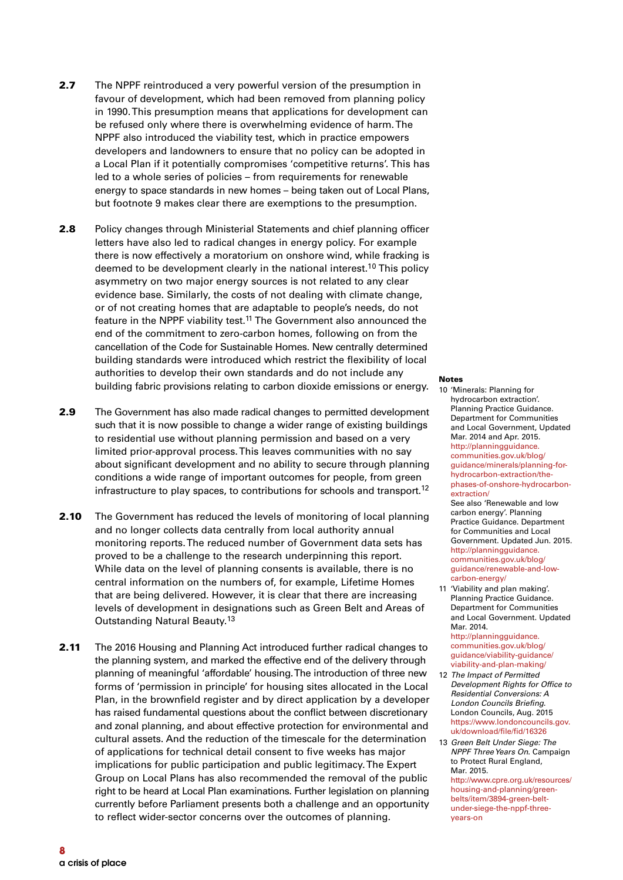**2.7** The NPPF reintroduced a very powerful version of the presumption in favour of development, which had been removed from planning policy in 1990. This presumption means that applications for development can be refused only where there is overwhelming evidence of harm. The NPPF also introduced the viability test, which in practice empowers developers and landowners to ensure that no policy can be adopted in a Local Plan if it potentially compromises 'competitive returns'. This has led to a whole series of policies – from requirements for renewable energy to space standards in new homes – being taken out of Local Plans, but footnote 9 makes clear there are exemptions to the presumption.

**2.8** Policy changes through Ministerial Statements and chief planning officer letters have also led to radical changes in energy policy. For example there is now effectively a moratorium on onshore wind, while fracking is deemed to be development clearly in the national interest.[10] This policy asymmetry on two major energy sources is not related to any clear evidence base. Similarly, the costs of not dealing with climate change, or of not creating homes that are adaptable to people's needs, do not feature in the NPPF viability test.[11] The Government also announced the end of the commitment to zero-carbon homes, following on from the cancellation of the Code for Sustainable Homes. New centrally determined building standards were introduced which restrict the flexibility of local authorities to develop their own standards and do not include any building fabric provisions relating to carbon dioxide emissions or energy.

**2.9** The Government has also made radical changes to permitted development such that it is now possible to change a wider range of existing buildings to residential use without planning permission and based on a very limited prior-approval process. This leaves communities with no say about significant development and no ability to secure through planning conditions a wide range of important outcomes for people, from green infrastructure to play spaces, to contributions for schools and transport.[12]

**2.10** The Government has reduced the levels of monitoring of local planning and no longer collects data centrally from local authority annual monitoring reports. The reduced number of Government data sets has proved to be a challenge to the research underpinning this report. While data on the level of planning consents is available, there is no central information on the numbers of, for example, Lifetime Homes that are being delivered. However, it is clear that there are increasing levels of development in designations such as Green Belt and Areas of Outstanding Natural Beauty.[13]

**2.11** The 2016 Housing and Planning Act introduced further radical changes to the planning system, and marked the effective end of the delivery through planning of meaningful 'affordable' housing. The introduction of three new forms of 'permission in principle' for housing sites allocated in the Local Plan, in the brownfield register and by direct application by a developer has raised fundamental questions about the conflict between discretionary and zonal planning, and about effective protection for environmental and cultural assets. And the reduction of the timescale for the determination of applications for technical detail consent to five weeks has major implications for public participation and public legitimacy. The Expert Group on Local Plans has also recommended the removal of the public right to be heard at Local Plan examinations. Further legislation on planning currently before Parliament presents both a challenge and an opportunity to reflect wider-sector concerns over the outcomes of planning.

**Notes**

10 'Minerals: Planning for hydrocarbon extraction'. Planning Practice Guidance. Department for Communities and Local Government, Updated Mar. 2014 and Apr. 2015. http://planningguidance.communities.gov.uk/blog/guidance/minerals/planning-for-hydrocarbon-extraction/the-phases-of-onshore-hydrocarbon-extraction/
See also 'Renewable and low carbon energy'. Planning Practice Guidance. Department for Communities and Local Government. Updated Jun. 2015. http://planningguidance.communities.gov.uk/blog/guidance/renewable-and-low-carbon-energy/

11 'Viability and plan making'. Planning Practice Guidance. Department for Communities and Local Government. Updated Mar. 2014. http://planningguidance.communities.gov.uk/blog/guidance/viability-guidance/viability-and-plan-making/

12 *The Impact of Permitted Development Rights for Office to Residential Conversions: A London Councils Briefing*. London Councils, Aug. 2015 https://www.londoncouncils.gov.uk/download/file/fid/16326

13 *Green Belt Under Siege: The NPPF Three Years On*. Campaign to Protect Rural England, Mar. 2015. http://www.cpre.org.uk/resources/housing-and-planning/green-belts/item/3894-green-belt-under-siege-the-nppf-three-years-on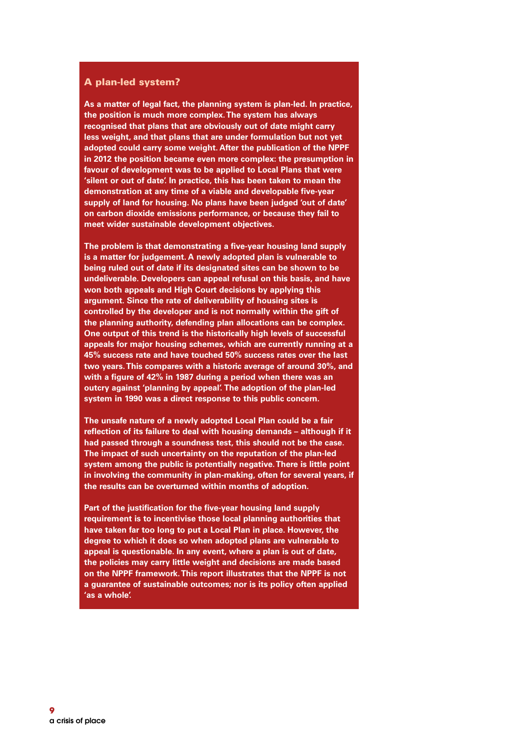## A plan-led system?

**As a matter of legal fact, the planning system is plan-led. In practice, the position is much more complex. The system has always recognised that plans that are obviously out of date might carry less weight, and that plans that are under formulation but not yet adopted could carry some weight. After the publication of the NPPF in 2012 the position became even more complex: the presumption in favour of development was to be applied to Local Plans that were 'silent or out of date'. In practice, this has been taken to mean the demonstration at any time of a viable and developable five-year supply of land for housing. No plans have been judged 'out of date' on carbon dioxide emissions performance, or because they fail to meet wider sustainable development objectives.**

**The problem is that demonstrating a five-year housing land supply is a matter for judgement. A newly adopted plan is vulnerable to being ruled out of date if its designated sites can be shown to be undeliverable. Developers can appeal refusal on this basis, and have won both appeals and High Court decisions by applying this argument. Since the rate of deliverability of housing sites is controlled by the developer and is not normally within the gift of the planning authority, defending plan allocations can be complex. One output of this trend is the historically high levels of successful appeals for major housing schemes, which are currently running at a 45% success rate and have touched 50% success rates over the last two years. This compares with a historic average of around 30%, and with a figure of 42% in 1987 during a period when there was an outcry against 'planning by appeal'. The adoption of the plan-led system in 1990 was a direct response to this public concern.**

**The unsafe nature of a newly adopted Local Plan could be a fair reflection of its failure to deal with housing demands – although if it had passed through a soundness test, this should not be the case. The impact of such uncertainty on the reputation of the plan-led system among the public is potentially negative. There is little point in involving the community in plan-making, often for several years, if the results can be overturned within months of adoption.**

**Part of the justification for the five-year housing land supply requirement is to incentivise those local planning authorities that have taken far too long to put a Local Plan in place. However, the degree to which it does so when adopted plans are vulnerable to appeal is questionable. In any event, where a plan is out of date, the policies may carry little weight and decisions are made based on the NPPF framework. This report illustrates that the NPPF is not a guarantee of sustainable outcomes; nor is its policy often applied 'as a whole'.**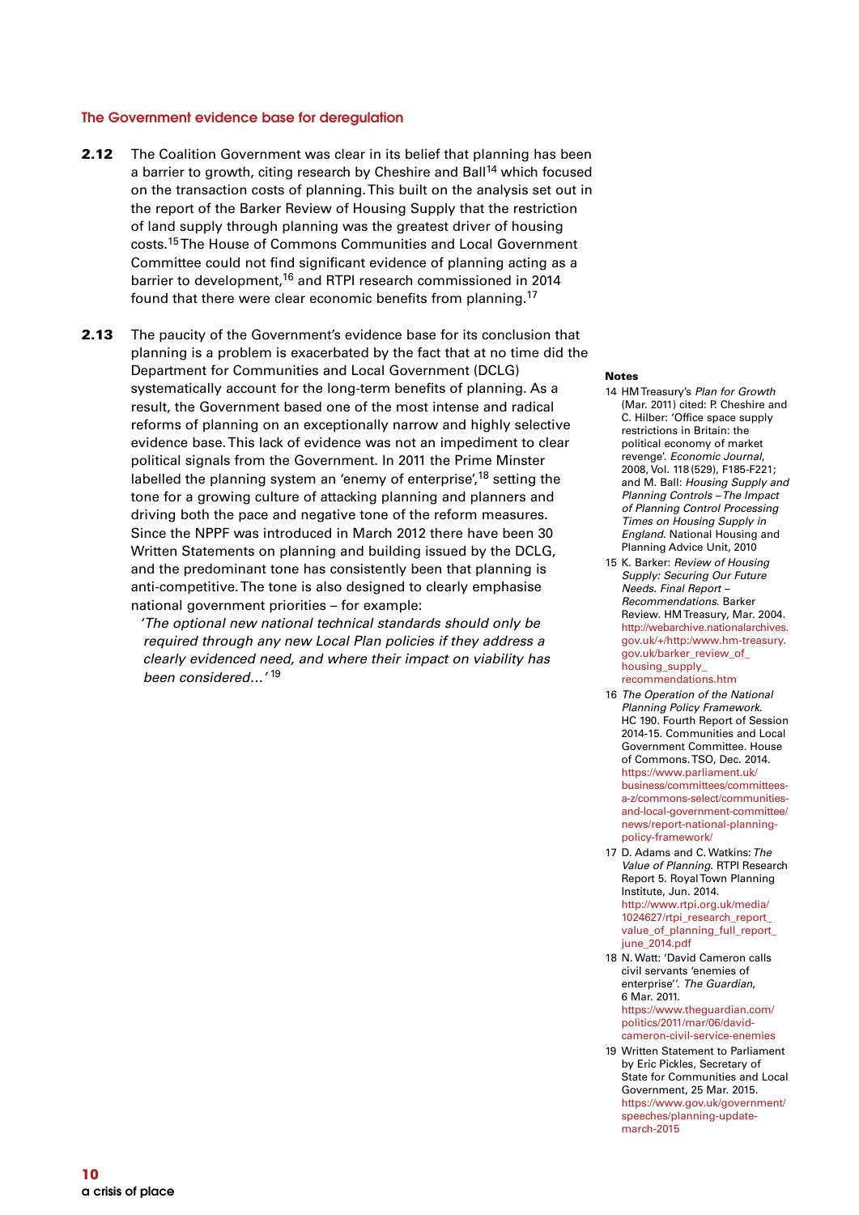### The Government evidence base for deregulation

**2.12** The Coalition Government was clear in its belief that planning has been a barrier to growth, citing research by Cheshire and Ball[14] which focused on the transaction costs of planning. This built on the analysis set out in the report of the Barker Review of Housing Supply that the restriction of land supply through planning was the greatest driver of housing costs.[15] The House of Commons Communities and Local Government Committee could not find significant evidence of planning acting as a barrier to development,[16] and RTPI research commissioned in 2014 found that there were clear economic benefits from planning.[17]

**2.13** The paucity of the Government's evidence base for its conclusion that planning is a problem is exacerbated by the fact that at no time did the Department for Communities and Local Government (DCLG) systematically account for the long-term benefits of planning. As a result, the Government based one of the most intense and radical reforms of planning on an exceptionally narrow and highly selective evidence base. This lack of evidence was not an impediment to clear political signals from the Government. In 2011 the Prime Minster labelled the planning system an 'enemy of enterprise',[18] setting the tone for a growing culture of attacking planning and planners and driving both the pace and negative tone of the reform measures. Since the NPPF was introduced in March 2012 there have been 30 Written Statements on planning and building issued by the DCLG, and the predominant tone has consistently been that planning is anti-competitive. The tone is also designed to clearly emphasise national government priorities – for example:

> *'The optional new national technical standards should only be required through any new Local Plan policies if they address a clearly evidenced need, and where their impact on viability has been considered…'* [19]

#### Notes

14 HM Treasury's *Plan for Growth* (Mar. 2011) cited: P. Cheshire and C. Hilber: 'Office space supply restrictions in Britain: the political economy of market revenge'. *Economic Journal*, 2008, Vol. 118 (529), F185-F221; and M. Ball: *Housing Supply and Planning Controls – The Impact of Planning Control Processing Times on Housing Supply in England*. National Housing and Planning Advice Unit, 2010

15 K. Barker: *Review of Housing Supply: Securing Our Future Needs. Final Report – Recommendations*. Barker Review. HM Treasury, Mar. 2004. http://webarchive.nationalarchives.gov.uk/+/http:/www.hm-treasury.gov.uk/barker_review_of_housing_supply_recommendations.htm

16 *The Operation of the National Planning Policy Framework*. HC 190. Fourth Report of Session 2014-15. Communities and Local Government Committee. House of Commons. TSO, Dec. 2014. https://www.parliament.uk/business/committees/committees-a-z/commons-select/communities-and-local-government-committee/news/report-national-planning-policy-framework/

17 D. Adams and C. Watkins: *The Value of Planning*. RTPI Research Report 5. Royal Town Planning Institute, Jun. 2014. http://www.rtpi.org.uk/media/1024627/rtpi_research_report_value_of_planning_full_report_june_2014.pdf

18 N. Watt: 'David Cameron calls civil servants 'enemies of enterprise''. *The Guardian*, 6 Mar. 2011. https://www.theguardian.com/politics/2011/mar/06/david-cameron-civil-service-enemies

19 Written Statement to Parliament by Eric Pickles, Secretary of State for Communities and Local Government, 25 Mar. 2015. https://www.gov.uk/government/speeches/planning-update-march-2015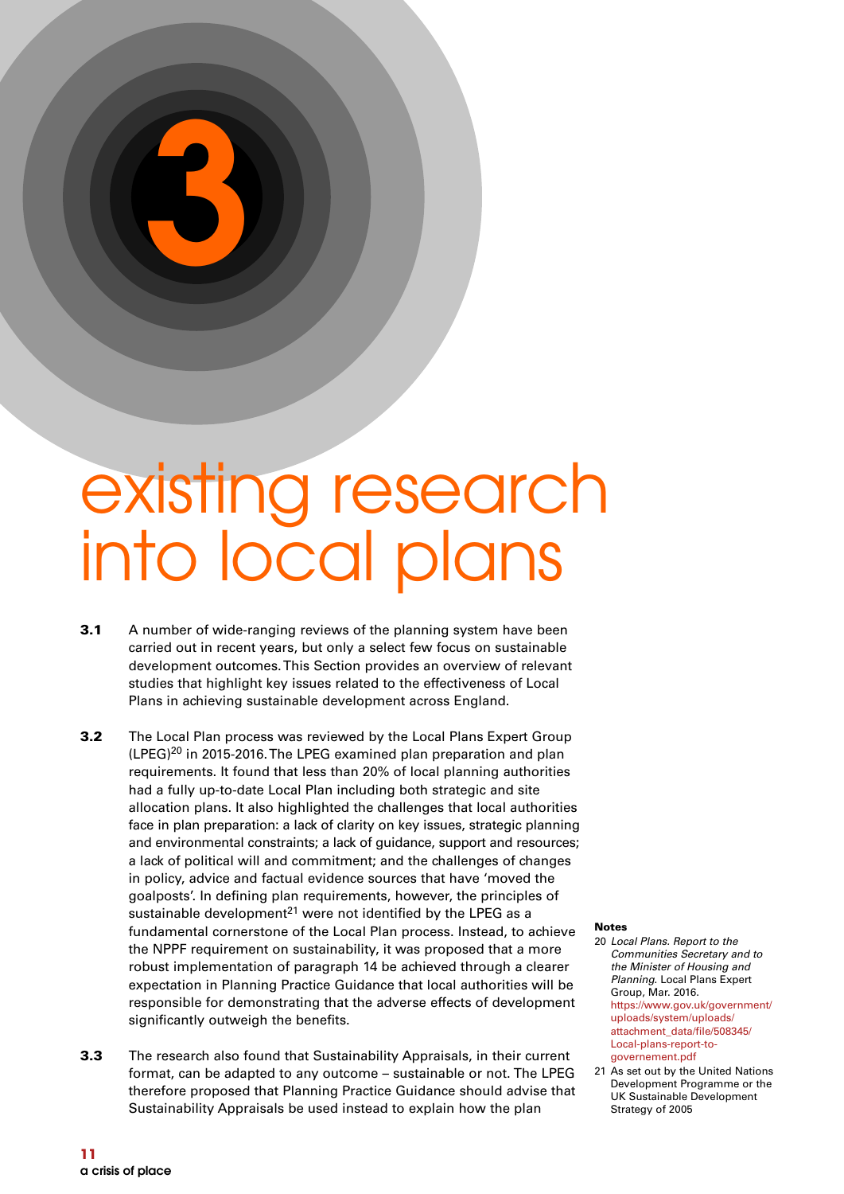# 3 existing research into local plans

**3.1** A number of wide-ranging reviews of the planning system have been carried out in recent years, but only a select few focus on sustainable development outcomes. This Section provides an overview of relevant studies that highlight key issues related to the effectiveness of Local Plans in achieving sustainable development across England.

**3.2** The Local Plan process was reviewed by the Local Plans Expert Group (LPEG)[20] in 2015-2016. The LPEG examined plan preparation and plan requirements. It found that less than 20% of local planning authorities had a fully up-to-date Local Plan including both strategic and site allocation plans. It also highlighted the challenges that local authorities face in plan preparation: a lack of clarity on key issues, strategic planning and environmental constraints; a lack of guidance, support and resources; a lack of political will and commitment; and the challenges of changes in policy, advice and factual evidence sources that have 'moved the goalposts'. In defining plan requirements, however, the principles of sustainable development[21] were not identified by the LPEG as a fundamental cornerstone of the Local Plan process. Instead, to achieve the NPPF requirement on sustainability, it was proposed that a more robust implementation of paragraph 14 be achieved through a clearer expectation in Planning Practice Guidance that local authorities will be responsible for demonstrating that the adverse effects of development significantly outweigh the benefits.

**3.3** The research also found that Sustainability Appraisals, in their current format, can be adapted to any outcome – sustainable or not. The LPEG therefore proposed that Planning Practice Guidance should advise that Sustainability Appraisals be used instead to explain how the plan

**Notes**

20 *Local Plans. Report to the Communities Secretary and to the Minister of Housing and Planning.* Local Plans Expert Group, Mar. 2016. https://www.gov.uk/government/uploads/system/uploads/attachment_data/file/508345/Local-plans-report-to-governement.pdf

21 As set out by the United Nations Development Programme or the UK Sustainable Development Strategy of 2005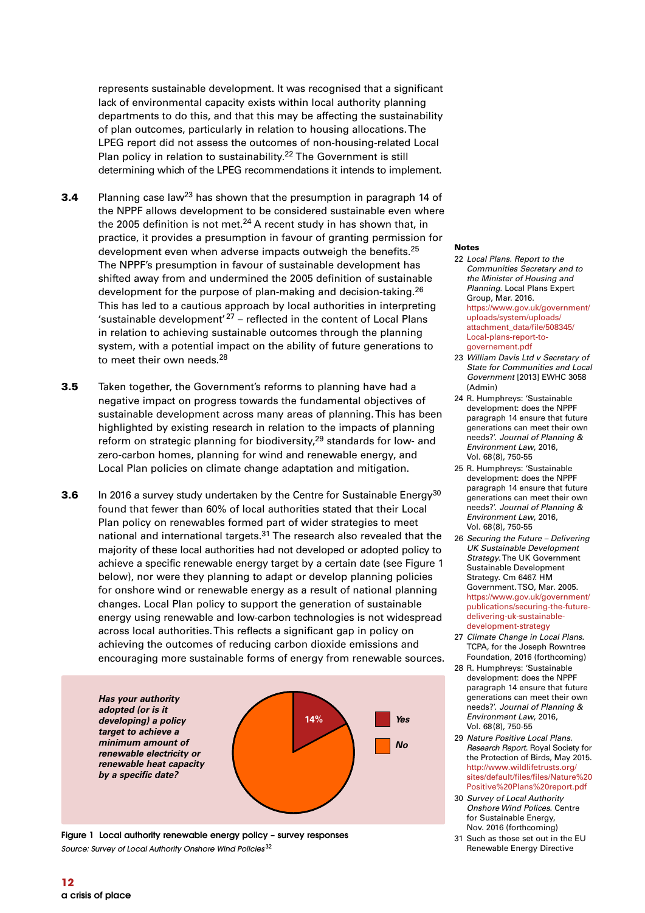represents sustainable development. It was recognised that a significant lack of environmental capacity exists within local authority planning departments to do this, and that this may be affecting the sustainability of plan outcomes, particularly in relation to housing allocations. The LPEG report did not assess the outcomes of non-housing-related Local Plan policy in relation to sustainability.[22] The Government is still determining which of the LPEG recommendations it intends to implement.

**3.4** Planning case law[23] has shown that the presumption in paragraph 14 of the NPPF allows development to be considered sustainable even where the 2005 definition is not met.[24] A recent study in has shown that, in practice, it provides a presumption in favour of granting permission for development even when adverse impacts outweigh the benefits.[25] The NPPF's presumption in favour of sustainable development has shifted away from and undermined the 2005 definition of sustainable development for the purpose of plan-making and decision-taking.[26] This has led to a cautious approach by local authorities in interpreting 'sustainable development'[27] – reflected in the content of Local Plans in relation to achieving sustainable outcomes through the planning system, with a potential impact on the ability of future generations to to meet their own needs.[28]

**3.5** Taken together, the Government's reforms to planning have had a negative impact on progress towards the fundamental objectives of sustainable development across many areas of planning. This has been highlighted by existing research in relation to the impacts of planning reform on strategic planning for biodiversity,[29] standards for low- and zero-carbon homes, planning for wind and renewable energy, and Local Plan policies on climate change adaptation and mitigation.

**3.6** In 2016 a survey study undertaken by the Centre for Sustainable Energy[30] found that fewer than 60% of local authorities stated that their Local Plan policy on renewables formed part of wider strategies to meet national and international targets.[31] The research also revealed that the majority of these local authorities had not developed or adopted policy to achieve a specific renewable energy target by a certain date (see Figure 1 below), nor were they planning to adapt or develop planning policies for onshore wind or renewable energy as a result of national planning changes. Local Plan policy to support the generation of sustainable energy using renewable and low-carbon technologies is not widespread across local authorities. This reflects a significant gap in policy on achieving the outcomes of reducing carbon dioxide emissions and encouraging more sustainable forms of energy from renewable sources.

***Has your authority adopted (or is it developing) a policy target to achieve a minimum amount of renewable electricity or renewable heat capacity by a specific date?***

| Response | Share |
|---|---|
| Yes | 14% |
| No | |

**Figure 1 Local authority renewable energy policy – survey responses**
*Source: Survey of Local Authority Onshore Wind Policies*[32]

**Notes**

22 *Local Plans. Report to the Communities Secretary and to the Minister of Housing and Planning.* Local Plans Expert Group, Mar. 2016. https://www.gov.uk/government/uploads/system/uploads/attachment_data/file/508345/Local-plans-report-to-governement.pdf

23 *William Davis Ltd v Secretary of State for Communities and Local Government* [2013] EWHC 3058 (Admin)

24 R. Humphreys: 'Sustainable development: does the NPPF paragraph 14 ensure that future generations can meet their own needs?'. *Journal of Planning & Environment Law*, 2016, Vol. 68 (8), 750-55

25 R. Humphreys: 'Sustainable development: does the NPPF paragraph 14 ensure that future generations can meet their own needs?'. *Journal of Planning & Environment Law*, 2016, Vol. 68 (8), 750-55

26 *Securing the Future – Delivering UK Sustainable Development Strategy.* The UK Government Sustainable Development Strategy. Cm 6467. HM Government. TSO, Mar. 2005. https://www.gov.uk/government/publications/securing-the-future-delivering-uk-sustainable-development-strategy

27 *Climate Change in Local Plans.* TCPA, for the Joseph Rowntree Foundation, 2016 (forthcoming)

28 R. Humphreys: 'Sustainable development: does the NPPF paragraph 14 ensure that future generations can meet their own needs?'. *Journal of Planning & Environment Law*, 2016, Vol. 68 (8), 750-55

29 *Nature Positive Local Plans. Research Report.* Royal Society for the Protection of Birds, May 2015. http://www.wildlifetrusts.org/sites/default/files/files/Nature%20Positive%20Plans%20report.pdf

30 *Survey of Local Authority Onshore Wind Polices.* Centre for Sustainable Energy, Nov. 2016 (forthcoming)

31 Such as those set out in the EU Renewable Energy Directive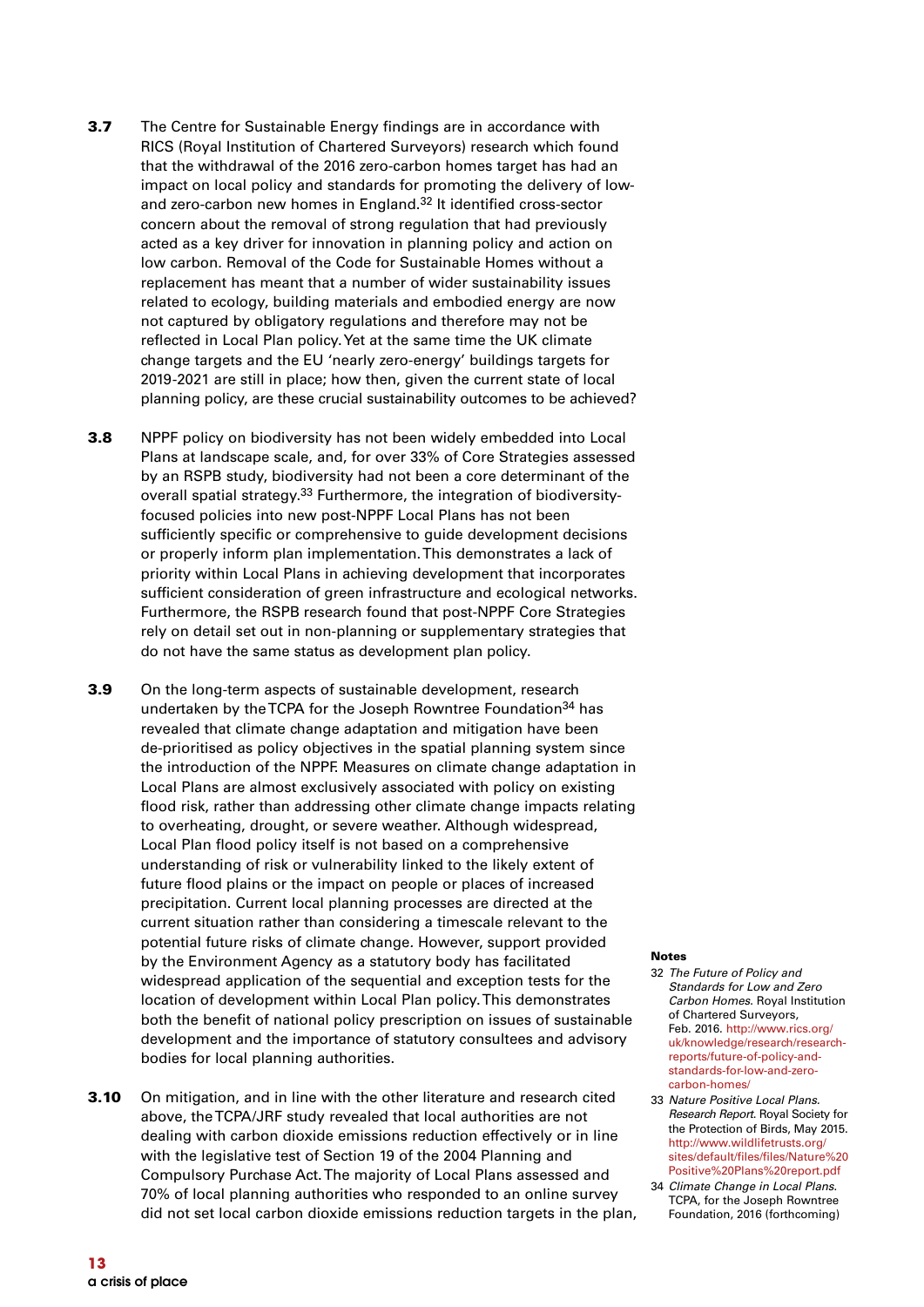**3.7** The Centre for Sustainable Energy findings are in accordance with RICS (Royal Institution of Chartered Surveyors) research which found that the withdrawal of the 2016 zero-carbon homes target has had an impact on local policy and standards for promoting the delivery of low- and zero-carbon new homes in England.[32] It identified cross-sector concern about the removal of strong regulation that had previously acted as a key driver for innovation in planning policy and action on low carbon. Removal of the Code for Sustainable Homes without a replacement has meant that a number of wider sustainability issues related to ecology, building materials and embodied energy are now not captured by obligatory regulations and therefore may not be reflected in Local Plan policy. Yet at the same time the UK climate change targets and the EU 'nearly zero-energy' buildings targets for 2019-2021 are still in place; how then, given the current state of local planning policy, are these crucial sustainability outcomes to be achieved?

**3.8** NPPF policy on biodiversity has not been widely embedded into Local Plans at landscape scale, and, for over 33% of Core Strategies assessed by an RSPB study, biodiversity had not been a core determinant of the overall spatial strategy.[33] Furthermore, the integration of biodiversity-focused policies into new post-NPPF Local Plans has not been sufficiently specific or comprehensive to guide development decisions or properly inform plan implementation. This demonstrates a lack of priority within Local Plans in achieving development that incorporates sufficient consideration of green infrastructure and ecological networks. Furthermore, the RSPB research found that post-NPPF Core Strategies rely on detail set out in non-planning or supplementary strategies that do not have the same status as development plan policy.

**3.9** On the long-term aspects of sustainable development, research undertaken by the TCPA for the Joseph Rowntree Foundation[34] has revealed that climate change adaptation and mitigation have been de-prioritised as policy objectives in the spatial planning system since the introduction of the NPPF. Measures on climate change adaptation in Local Plans are almost exclusively associated with policy on existing flood risk, rather than addressing other climate change impacts relating to overheating, drought, or severe weather. Although widespread, Local Plan flood policy itself is not based on a comprehensive understanding of risk or vulnerability linked to the likely extent of future flood plains or the impact on people or places of increased precipitation. Current local planning processes are directed at the current situation rather than considering a timescale relevant to the potential future risks of climate change. However, support provided by the Environment Agency as a statutory body has facilitated widespread application of the sequential and exception tests for the location of development within Local Plan policy. This demonstrates both the benefit of national policy prescription on issues of sustainable development and the importance of statutory consultees and advisory bodies for local planning authorities.

**3.10** On mitigation, and in line with the other literature and research cited above, the TCPA/JRF study revealed that local authorities are not dealing with carbon dioxide emissions reduction effectively or in line with the legislative test of Section 19 of the 2004 Planning and Compulsory Purchase Act. The majority of Local Plans assessed and 70% of local planning authorities who responded to an online survey did not set local carbon dioxide emissions reduction targets in the plan,

**Notes**

32 *The Future of Policy and Standards for Low and Zero Carbon Homes*. Royal Institution of Chartered Surveyors, Feb. 2016. http://www.rics.org/uk/knowledge/research/research-reports/future-of-policy-and-standards-for-low-and-zero-carbon-homes/

33 *Nature Positive Local Plans. Research Report*. Royal Society for the Protection of Birds, May 2015. http://www.wildlifetrusts.org/sites/default/files/files/Nature%20Positive%20Plans%20report.pdf

34 *Climate Change in Local Plans*. TCPA, for the Joseph Rowntree Foundation, 2016 (forthcoming)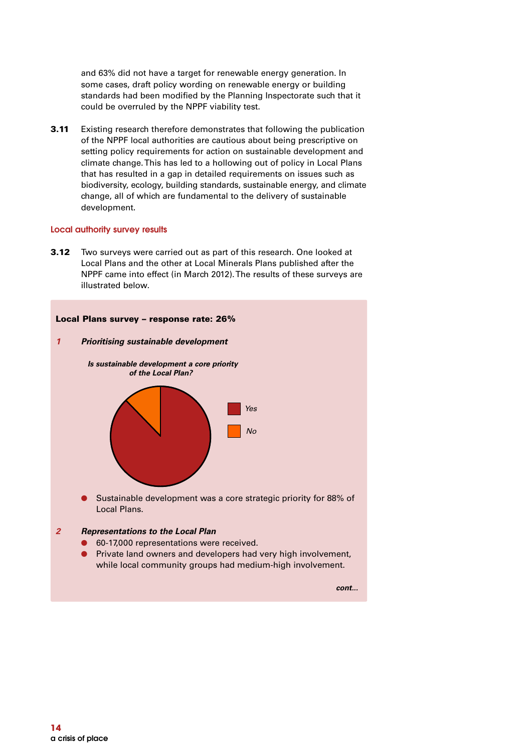and 63% did not have a target for renewable energy generation. In some cases, draft policy wording on renewable energy or building standards had been modified by the Planning Inspectorate such that it could be overruled by the NPPF viability test.

**3.11** Existing research therefore demonstrates that following the publication of the NPPF local authorities are cautious about being prescriptive on setting policy requirements for action on sustainable development and climate change. This has led to a hollowing out of policy in Local Plans that has resulted in a gap in detailed requirements on issues such as biodiversity, ecology, building standards, sustainable energy, and climate change, all of which are fundamental to the delivery of sustainable development.

## Local authority survey results

**3.12** Two surveys were carried out as part of this research. One looked at Local Plans and the other at Local Minerals Plans published after the NPPF came into effect (in March 2012). The results of these surveys are illustrated below.

**Local Plans survey – response rate: 26%**

***1 Prioritising sustainable development***

***Is sustainable development a core priority of the Local Plan?***

*Yes*

*No*

- Sustainable development was a core strategic priority for 88% of Local Plans.

***2 Representations to the Local Plan***

- 60-17,000 representations were received.
- Private land owners and developers had very high involvement, while local community groups had medium-high involvement.

***cont...***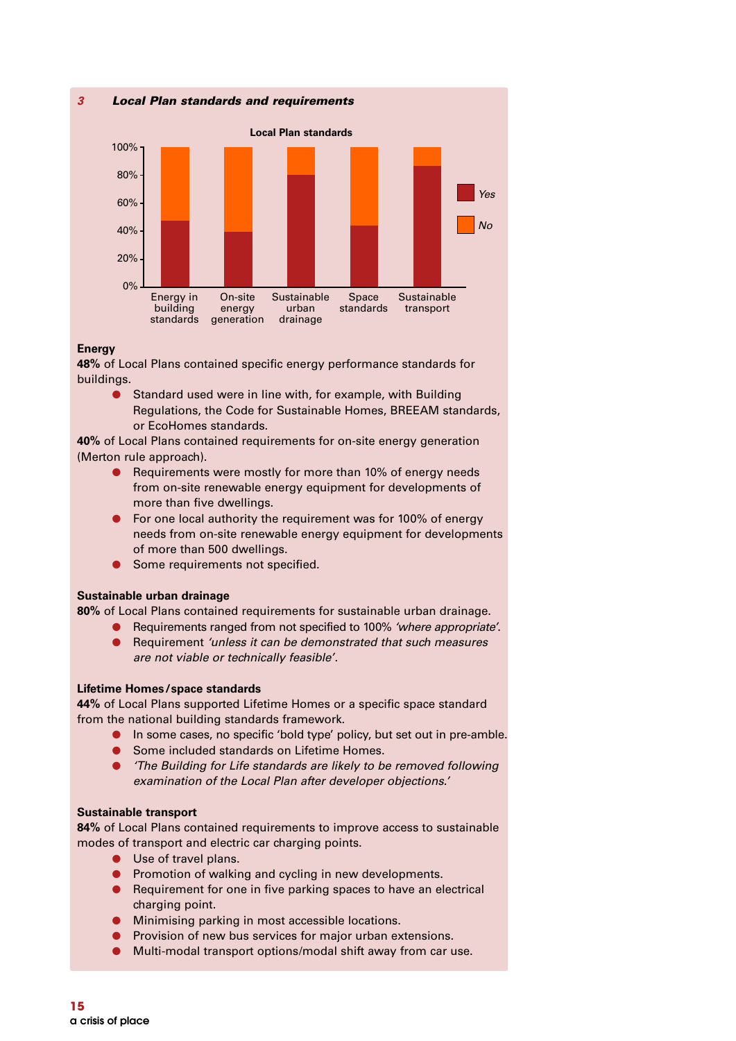*3* ***Local Plan standards and requirements***

**Local Plan standards**

| | Energy in building standards | On-site energy generation | Sustainable urban drainage | Space standards | Sustainable transport |
|---|---|---|---|---|---|
| Yes | 48% | 40% | 80% | 44% | 84% |

**Energy**

**48%** of Local Plans contained specific energy performance standards for buildings.

- Standard used were in line with, for example, with Building Regulations, the Code for Sustainable Homes, BREEAM standards, or EcoHomes standards.

**40%** of Local Plans contained requirements for on-site energy generation (Merton rule approach).

- Requirements were mostly for more than 10% of energy needs from on-site renewable energy equipment for developments of more than five dwellings.
- For one local authority the requirement was for 100% of energy needs from on-site renewable energy equipment for developments of more than 500 dwellings.
- Some requirements not specified.

**Sustainable urban drainage**

**80%** of Local Plans contained requirements for sustainable urban drainage.

- Requirements ranged from not specified to 100% *'where appropriate'*.
- Requirement *'unless it can be demonstrated that such measures are not viable or technically feasible'*.

**Lifetime Homes/space standards**

**44%** of Local Plans supported Lifetime Homes or a specific space standard from the national building standards framework.

- In some cases, no specific 'bold type' policy, but set out in pre-amble.
- Some included standards on Lifetime Homes.
- *'The Building for Life standards are likely to be removed following examination of the Local Plan after developer objections.'*

**Sustainable transport**

**84%** of Local Plans contained requirements to improve access to sustainable modes of transport and electric car charging points.

- Use of travel plans.
- Promotion of walking and cycling in new developments.
- Requirement for one in five parking spaces to have an electrical charging point.
- Minimising parking in most accessible locations.
- Provision of new bus services for major urban extensions.
- Multi-modal transport options/modal shift away from car use.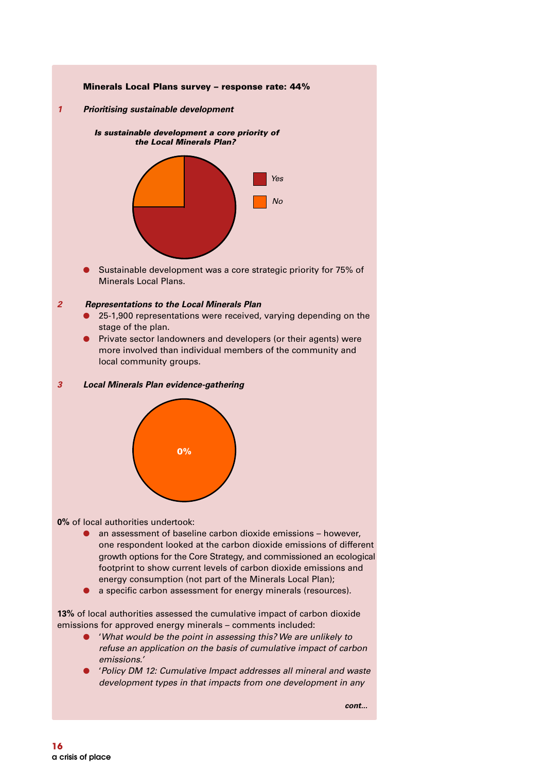**Minerals Local Plans survey – response rate: 44%**

*1* ***Prioritising sustainable development***

***Is sustainable development a core priority of the Local Minerals Plan?***

*Yes*

*No*

- Sustainable development was a core strategic priority for 75% of Minerals Local Plans.

*2* ***Representations to the Local Minerals Plan***

- 25-1,900 representations were received, varying depending on the stage of the plan.
- Private sector landowners and developers (or their agents) were more involved than individual members of the community and local community groups.

*3* ***Local Minerals Plan evidence-gathering***

**0%**

**0%** of local authorities undertook:

- an assessment of baseline carbon dioxide emissions – however, one respondent looked at the carbon dioxide emissions of different growth options for the Core Strategy, and commissioned an ecological footprint to show current levels of carbon dioxide emissions and energy consumption (not part of the Minerals Local Plan);
- a specific carbon assessment for energy minerals (resources).

**13%** of local authorities assessed the cumulative impact of carbon dioxide emissions for approved energy minerals – comments included:

- '*What would be the point in assessing this? We are unlikely to refuse an application on the basis of cumulative impact of carbon emissions.*'
- '*Policy DM 12: Cumulative Impact addresses all mineral and waste development types in that impacts from one development in any*

***cont...***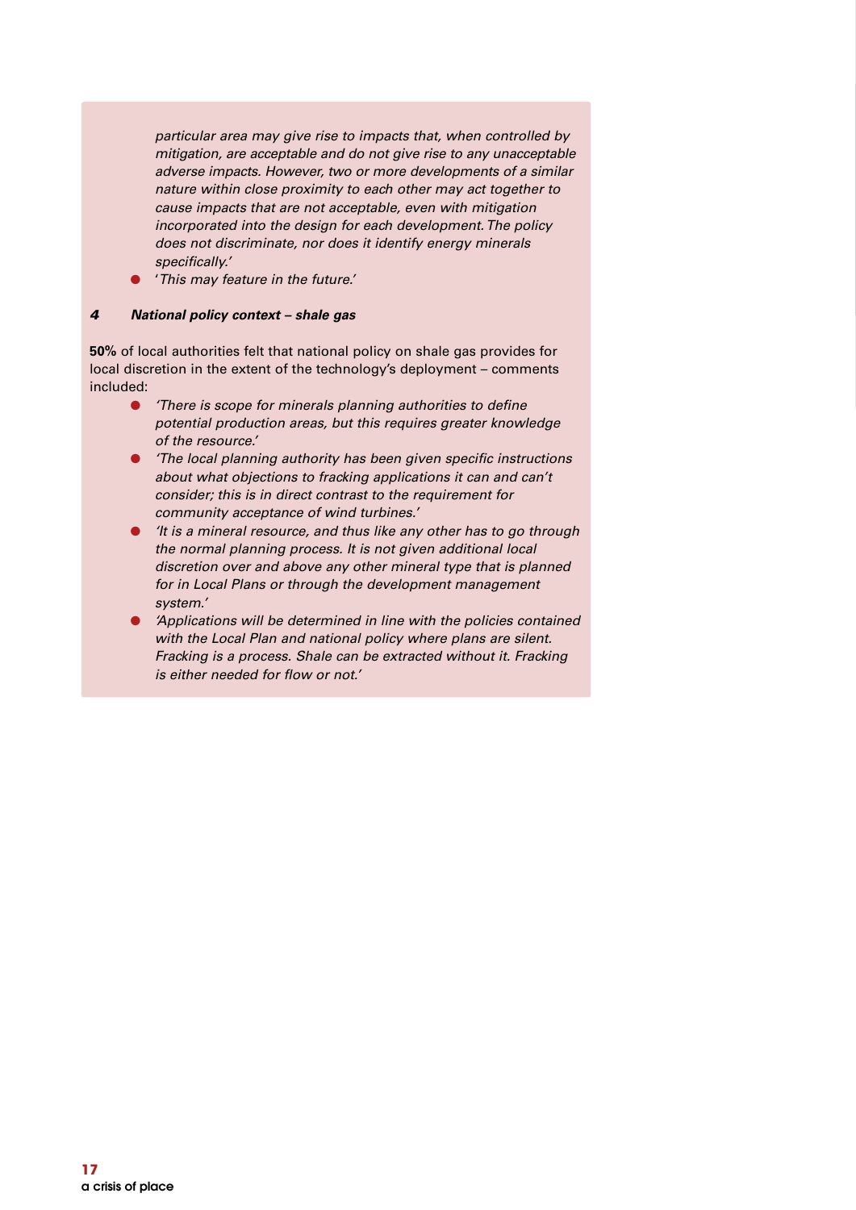*particular area may give rise to impacts that, when controlled by mitigation, are acceptable and do not give rise to any unacceptable adverse impacts. However, two or more developments of a similar nature within close proximity to each other may act together to cause impacts that are not acceptable, even with mitigation incorporated into the design for each development. The policy does not discriminate, nor does it identify energy minerals specifically.'*

- '*This may feature in the future.*'

***4 National policy context – shale gas***

**50%** of local authorities felt that national policy on shale gas provides for local discretion in the extent of the technology's deployment – comments included:

- *'There is scope for minerals planning authorities to define potential production areas, but this requires greater knowledge of the resource.'*
- *'The local planning authority has been given specific instructions about what objections to fracking applications it can and can't consider; this is in direct contrast to the requirement for community acceptance of wind turbines.'*
- *'It is a mineral resource, and thus like any other has to go through the normal planning process. It is not given additional local discretion over and above any other mineral type that is planned for in Local Plans or through the development management system.'*
- *'Applications will be determined in line with the policies contained with the Local Plan and national policy where plans are silent. Fracking is a process. Shale can be extracted without it. Fracking is either needed for flow or not.'*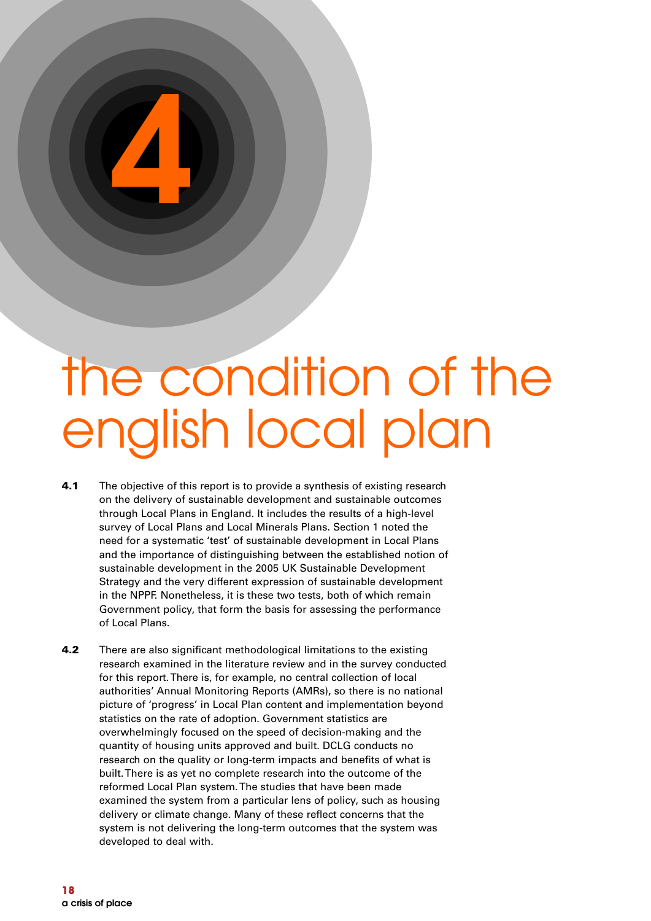# 4

# the condition of the english local plan

**4.1** The objective of this report is to provide a synthesis of existing research on the delivery of sustainable development and sustainable outcomes through Local Plans in England. It includes the results of a high-level survey of Local Plans and Local Minerals Plans. Section 1 noted the need for a systematic 'test' of sustainable development in Local Plans and the importance of distinguishing between the established notion of sustainable development in the 2005 UK Sustainable Development Strategy and the very different expression of sustainable development in the NPPF. Nonetheless, it is these two tests, both of which remain Government policy, that form the basis for assessing the performance of Local Plans.

**4.2** There are also significant methodological limitations to the existing research examined in the literature review and in the survey conducted for this report. There is, for example, no central collection of local authorities' Annual Monitoring Reports (AMRs), so there is no national picture of 'progress' in Local Plan content and implementation beyond statistics on the rate of adoption. Government statistics are overwhelmingly focused on the speed of decision-making and the quantity of housing units approved and built. DCLG conducts no research on the quality or long-term impacts and benefits of what is built. There is as yet no complete research into the outcome of the reformed Local Plan system. The studies that have been made examined the system from a particular lens of policy, such as housing delivery or climate change. Many of these reflect concerns that the system is not delivering the long-term outcomes that the system was developed to deal with.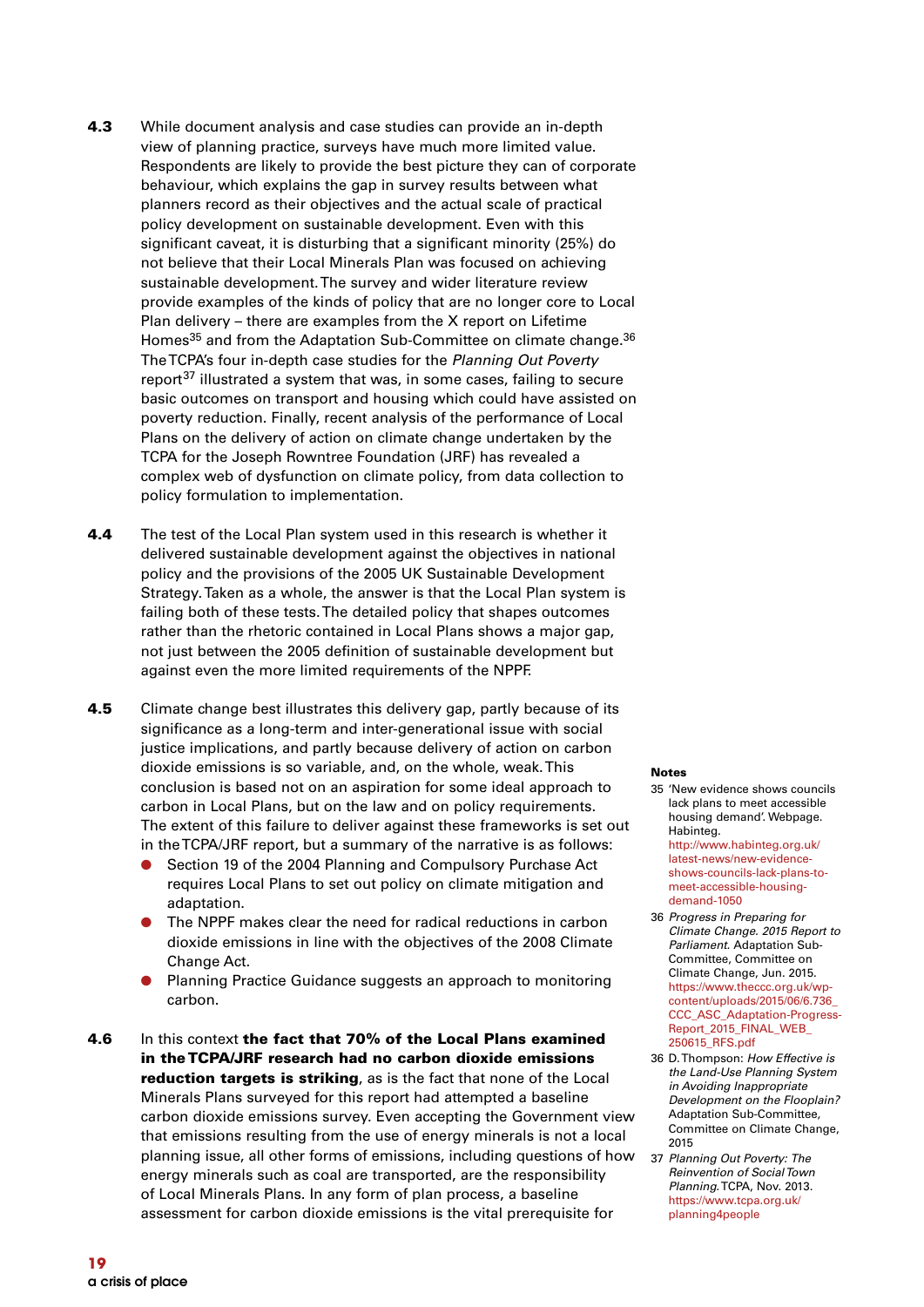**4.3** While document analysis and case studies can provide an in-depth view of planning practice, surveys have much more limited value. Respondents are likely to provide the best picture they can of corporate behaviour, which explains the gap in survey results between what planners record as their objectives and the actual scale of practical policy development on sustainable development. Even with this significant caveat, it is disturbing that a significant minority (25%) do not believe that their Local Minerals Plan was focused on achieving sustainable development. The survey and wider literature review provide examples of the kinds of policy that are no longer core to Local Plan delivery – there are examples from the X report on Lifetime Homes[35] and from the Adaptation Sub-Committee on climate change.[36] The TCPA's four in-depth case studies for the *Planning Out Poverty* report[37] illustrated a system that was, in some cases, failing to secure basic outcomes on transport and housing which could have assisted on poverty reduction. Finally, recent analysis of the performance of Local Plans on the delivery of action on climate change undertaken by the TCPA for the Joseph Rowntree Foundation (JRF) has revealed a complex web of dysfunction on climate policy, from data collection to policy formulation to implementation.

**4.4** The test of the Local Plan system used in this research is whether it delivered sustainable development against the objectives in national policy and the provisions of the 2005 UK Sustainable Development Strategy. Taken as a whole, the answer is that the Local Plan system is failing both of these tests. The detailed policy that shapes outcomes rather than the rhetoric contained in Local Plans shows a major gap, not just between the 2005 definition of sustainable development but against even the more limited requirements of the NPPF.

**4.5** Climate change best illustrates this delivery gap, partly because of its significance as a long-term and inter-generational issue with social justice implications, and partly because delivery of action on carbon dioxide emissions is so variable, and, on the whole, weak. This conclusion is based not on an aspiration for some ideal approach to carbon in Local Plans, but on the law and on policy requirements. The extent of this failure to deliver against these frameworks is set out in the TCPA/JRF report, but a summary of the narrative is as follows:

- Section 19 of the 2004 Planning and Compulsory Purchase Act requires Local Plans to set out policy on climate mitigation and adaptation.
- The NPPF makes clear the need for radical reductions in carbon dioxide emissions in line with the objectives of the 2008 Climate Change Act.
- Planning Practice Guidance suggests an approach to monitoring carbon.

**4.6** In this context **the fact that 70% of the Local Plans examined in the TCPA/JRF research had no carbon dioxide emissions reduction targets is striking**, as is the fact that none of the Local Minerals Plans surveyed for this report had attempted a baseline carbon dioxide emissions survey. Even accepting the Government view that emissions resulting from the use of energy minerals is not a local planning issue, all other forms of emissions, including questions of how energy minerals such as coal are transported, are the responsibility of Local Minerals Plans. In any form of plan process, a baseline assessment for carbon dioxide emissions is the vital prerequisite for

**Notes**

35 'New evidence shows councils lack plans to meet accessible housing demand'. Webpage. Habinteg. http://www.habinteg.org.uk/latest-news/new-evidence-shows-councils-lack-plans-to-meet-accessible-housing-demand-1050

36 *Progress in Preparing for Climate Change. 2015 Report to Parliament.* Adaptation Sub-Committee, Committee on Climate Change, Jun. 2015. https://www.theccc.org.uk/wp-content/uploads/2015/06/6.736_CCC_ASC_Adaptation-Progress-Report_2015_FINAL_WEB_250615_RFS.pdf

36 D. Thompson: *How Effective is the Land-Use Planning System in Avoiding Inappropriate Development on the Flooplain?* Adaptation Sub-Committee, Committee on Climate Change, 2015

37 *Planning Out Poverty: The Reinvention of Social Town Planning.* TCPA, Nov. 2013. https://www.tcpa.org.uk/planning4people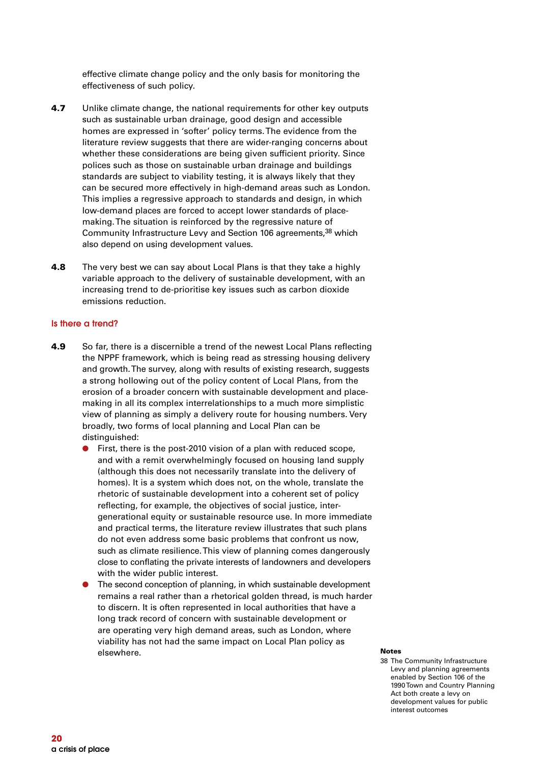effective climate change policy and the only basis for monitoring the effectiveness of such policy.

**4.7** Unlike climate change, the national requirements for other key outputs such as sustainable urban drainage, good design and accessible homes are expressed in 'softer' policy terms. The evidence from the literature review suggests that there are wider-ranging concerns about whether these considerations are being given sufficient priority. Since polices such as those on sustainable urban drainage and buildings standards are subject to viability testing, it is always likely that they can be secured more effectively in high-demand areas such as London. This implies a regressive approach to standards and design, in which low-demand places are forced to accept lower standards of place-making. The situation is reinforced by the regressive nature of Community Infrastructure Levy and Section 106 agreements,[38] which also depend on using development values.

**4.8** The very best we can say about Local Plans is that they take a highly variable approach to the delivery of sustainable development, with an increasing trend to de-prioritise key issues such as carbon dioxide emissions reduction.

### Is there a trend?

**4.9** So far, there is a discernible a trend of the newest Local Plans reflecting the NPPF framework, which is being read as stressing housing delivery and growth. The survey, along with results of existing research, suggests a strong hollowing out of the policy content of Local Plans, from the erosion of a broader concern with sustainable development and place-making in all its complex interrelationships to a much more simplistic view of planning as simply a delivery route for housing numbers. Very broadly, two forms of local planning and Local Plan can be distinguished:

- First, there is the post-2010 vision of a plan with reduced scope, and with a remit overwhelmingly focused on housing land supply (although this does not necessarily translate into the delivery of homes). It is a system which does not, on the whole, translate the rhetoric of sustainable development into a coherent set of policy reflecting, for example, the objectives of social justice, inter-generational equity or sustainable resource use. In more immediate and practical terms, the literature review illustrates that such plans do not even address some basic problems that confront us now, such as climate resilience. This view of planning comes dangerously close to conflating the private interests of landowners and developers with the wider public interest.
- The second conception of planning, in which sustainable development remains a real rather than a rhetorical golden thread, is much harder to discern. It is often represented in local authorities that have a long track record of concern with sustainable development or are operating very high demand areas, such as London, where viability has not had the same impact on Local Plan policy as elsewhere.

**Notes**

38 The Community Infrastructure Levy and planning agreements enabled by Section 106 of the 1990 Town and Country Planning Act both create a levy on development values for public interest outcomes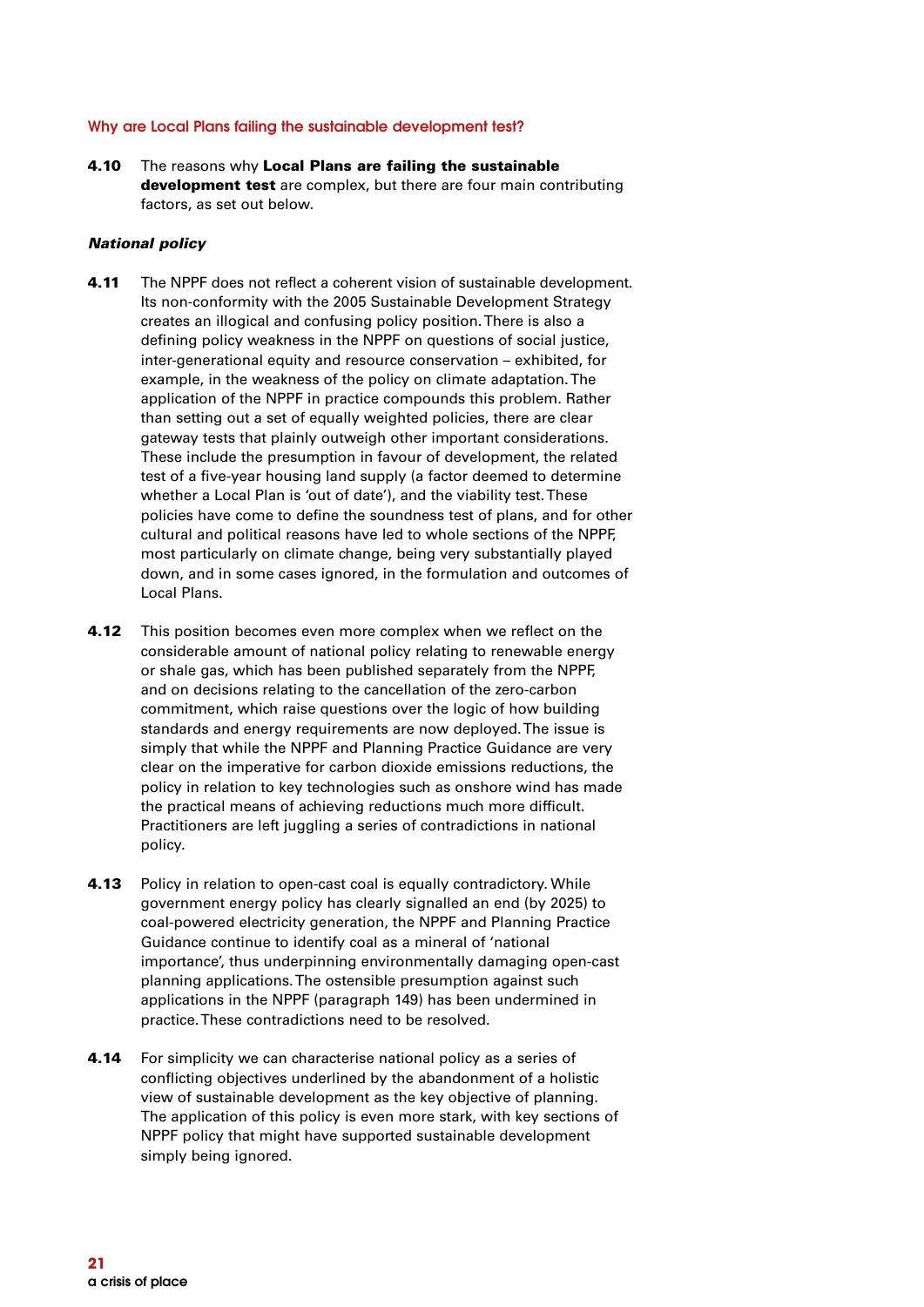## Why are Local Plans failing the sustainable development test?

**4.10** The reasons why **Local Plans are failing the sustainable development test** are complex, but there are four main contributing factors, as set out below.

### *National policy*

**4.11** The NPPF does not reflect a coherent vision of sustainable development. Its non-conformity with the 2005 Sustainable Development Strategy creates an illogical and confusing policy position. There is also a defining policy weakness in the NPPF on questions of social justice, inter-generational equity and resource conservation – exhibited, for example, in the weakness of the policy on climate adaptation. The application of the NPPF in practice compounds this problem. Rather than setting out a set of equally weighted policies, there are clear gateway tests that plainly outweigh other important considerations. These include the presumption in favour of development, the related test of a five-year housing land supply (a factor deemed to determine whether a Local Plan is 'out of date'), and the viability test. These policies have come to define the soundness test of plans, and for other cultural and political reasons have led to whole sections of the NPPF, most particularly on climate change, being very substantially played down, and in some cases ignored, in the formulation and outcomes of Local Plans.

**4.12** This position becomes even more complex when we reflect on the considerable amount of national policy relating to renewable energy or shale gas, which has been published separately from the NPPF, and on decisions relating to the cancellation of the zero-carbon commitment, which raise questions over the logic of how building standards and energy requirements are now deployed. The issue is simply that while the NPPF and Planning Practice Guidance are very clear on the imperative for carbon dioxide emissions reductions, the policy in relation to key technologies such as onshore wind has made the practical means of achieving reductions much more difficult. Practitioners are left juggling a series of contradictions in national policy.

**4.13** Policy in relation to open-cast coal is equally contradictory. While government energy policy has clearly signalled an end (by 2025) to coal-powered electricity generation, the NPPF and Planning Practice Guidance continue to identify coal as a mineral of 'national importance', thus underpinning environmentally damaging open-cast planning applications. The ostensible presumption against such applications in the NPPF (paragraph 149) has been undermined in practice. These contradictions need to be resolved.

**4.14** For simplicity we can characterise national policy as a series of conflicting objectives underlined by the abandonment of a holistic view of sustainable development as the key objective of planning. The application of this policy is even more stark, with key sections of NPPF policy that might have supported sustainable development simply being ignored.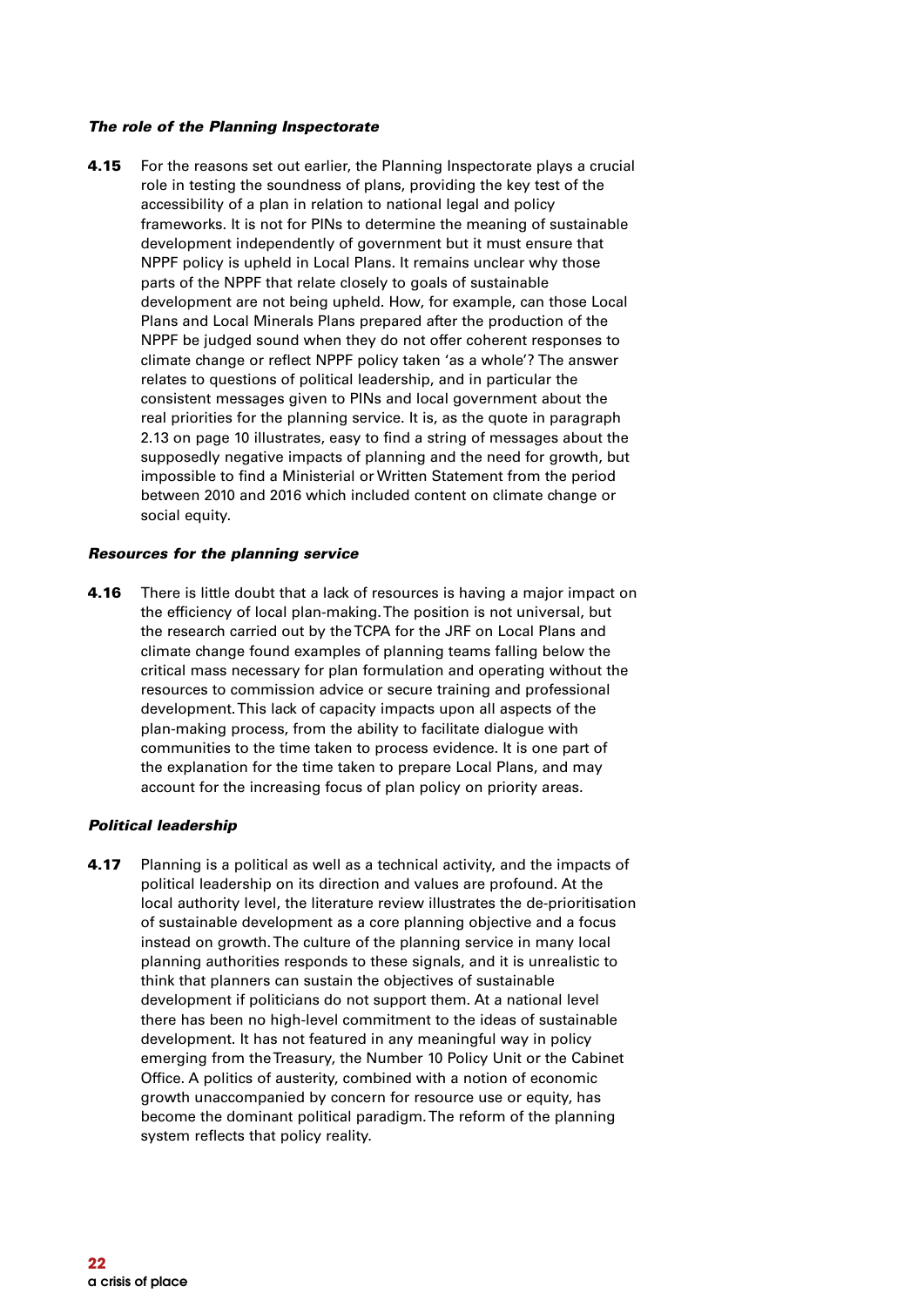***The role of the Planning Inspectorate***

**4.15** For the reasons set out earlier, the Planning Inspectorate plays a crucial role in testing the soundness of plans, providing the key test of the accessibility of a plan in relation to national legal and policy frameworks. It is not for PINs to determine the meaning of sustainable development independently of government but it must ensure that NPPF policy is upheld in Local Plans. It remains unclear why those parts of the NPPF that relate closely to goals of sustainable development are not being upheld. How, for example, can those Local Plans and Local Minerals Plans prepared after the production of the NPPF be judged sound when they do not offer coherent responses to climate change or reflect NPPF policy taken 'as a whole'? The answer relates to questions of political leadership, and in particular the consistent messages given to PINs and local government about the real priorities for the planning service. It is, as the quote in paragraph 2.13 on page 10 illustrates, easy to find a string of messages about the supposedly negative impacts of planning and the need for growth, but impossible to find a Ministerial or Written Statement from the period between 2010 and 2016 which included content on climate change or social equity.

***Resources for the planning service***

**4.16** There is little doubt that a lack of resources is having a major impact on the efficiency of local plan-making. The position is not universal, but the research carried out by the TCPA for the JRF on Local Plans and climate change found examples of planning teams falling below the critical mass necessary for plan formulation and operating without the resources to commission advice or secure training and professional development. This lack of capacity impacts upon all aspects of the plan-making process, from the ability to facilitate dialogue with communities to the time taken to process evidence. It is one part of the explanation for the time taken to prepare Local Plans, and may account for the increasing focus of plan policy on priority areas.

***Political leadership***

**4.17** Planning is a political as well as a technical activity, and the impacts of political leadership on its direction and values are profound. At the local authority level, the literature review illustrates the de-prioritisation of sustainable development as a core planning objective and a focus instead on growth. The culture of the planning service in many local planning authorities responds to these signals, and it is unrealistic to think that planners can sustain the objectives of sustainable development if politicians do not support them. At a national level there has been no high-level commitment to the ideas of sustainable development. It has not featured in any meaningful way in policy emerging from the Treasury, the Number 10 Policy Unit or the Cabinet Office. A politics of austerity, combined with a notion of economic growth unaccompanied by concern for resource use or equity, has become the dominant political paradigm. The reform of the planning system reflects that policy reality.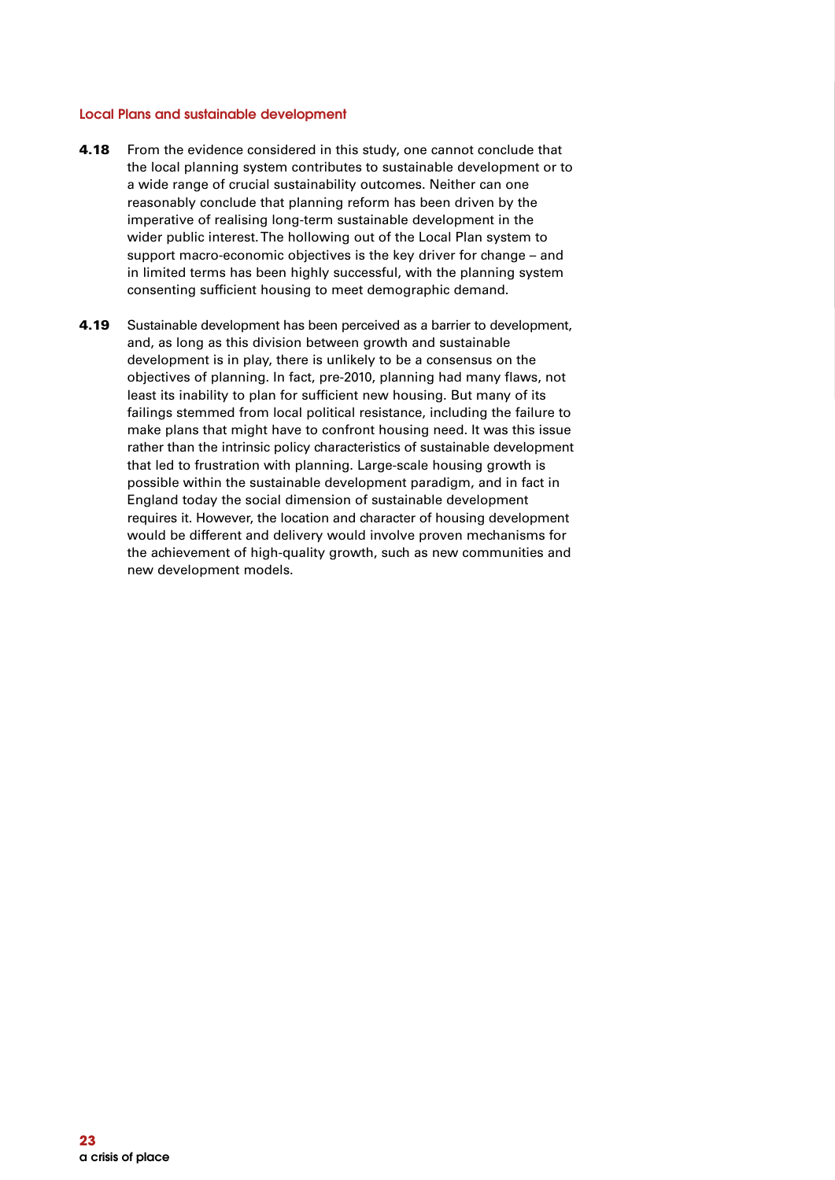### Local Plans and sustainable development

**4.18** From the evidence considered in this study, one cannot conclude that the local planning system contributes to sustainable development or to a wide range of crucial sustainability outcomes. Neither can one reasonably conclude that planning reform has been driven by the imperative of realising long-term sustainable development in the wider public interest. The hollowing out of the Local Plan system to support macro-economic objectives is the key driver for change – and in limited terms has been highly successful, with the planning system consenting sufficient housing to meet demographic demand.

**4.19** Sustainable development has been perceived as a barrier to development, and, as long as this division between growth and sustainable development is in play, there is unlikely to be a consensus on the objectives of planning. In fact, pre-2010, planning had many flaws, not least its inability to plan for sufficient new housing. But many of its failings stemmed from local political resistance, including the failure to make plans that might have to confront housing need. It was this issue rather than the intrinsic policy characteristics of sustainable development that led to frustration with planning. Large-scale housing growth is possible within the sustainable development paradigm, and in fact in England today the social dimension of sustainable development requires it. However, the location and character of housing development would be different and delivery would involve proven mechanisms for the achievement of high-quality growth, such as new communities and new development models.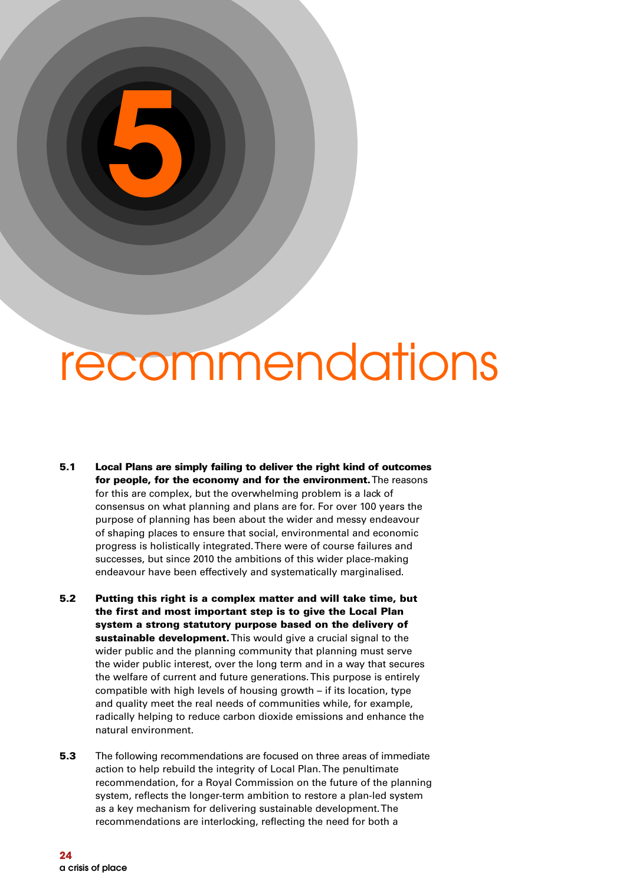# 5 recommendations

**5.1** **Local Plans are simply failing to deliver the right kind of outcomes for people, for the economy and for the environment.** The reasons for this are complex, but the overwhelming problem is a lack of consensus on what planning and plans are for. For over 100 years the purpose of planning has been about the wider and messy endeavour of shaping places to ensure that social, environmental and economic progress is holistically integrated. There were of course failures and successes, but since 2010 the ambitions of this wider place-making endeavour have been effectively and systematically marginalised.

**5.2** **Putting this right is a complex matter and will take time, but the first and most important step is to give the Local Plan system a strong statutory purpose based on the delivery of sustainable development.** This would give a crucial signal to the wider public and the planning community that planning must serve the wider public interest, over the long term and in a way that secures the welfare of current and future generations. This purpose is entirely compatible with high levels of housing growth – if its location, type and quality meet the real needs of communities while, for example, radically helping to reduce carbon dioxide emissions and enhance the natural environment.

**5.3** The following recommendations are focused on three areas of immediate action to help rebuild the integrity of Local Plan. The penultimate recommendation, for a Royal Commission on the future of the planning system, reflects the longer-term ambition to restore a plan-led system as a key mechanism for delivering sustainable development. The recommendations are interlocking, reflecting the need for both a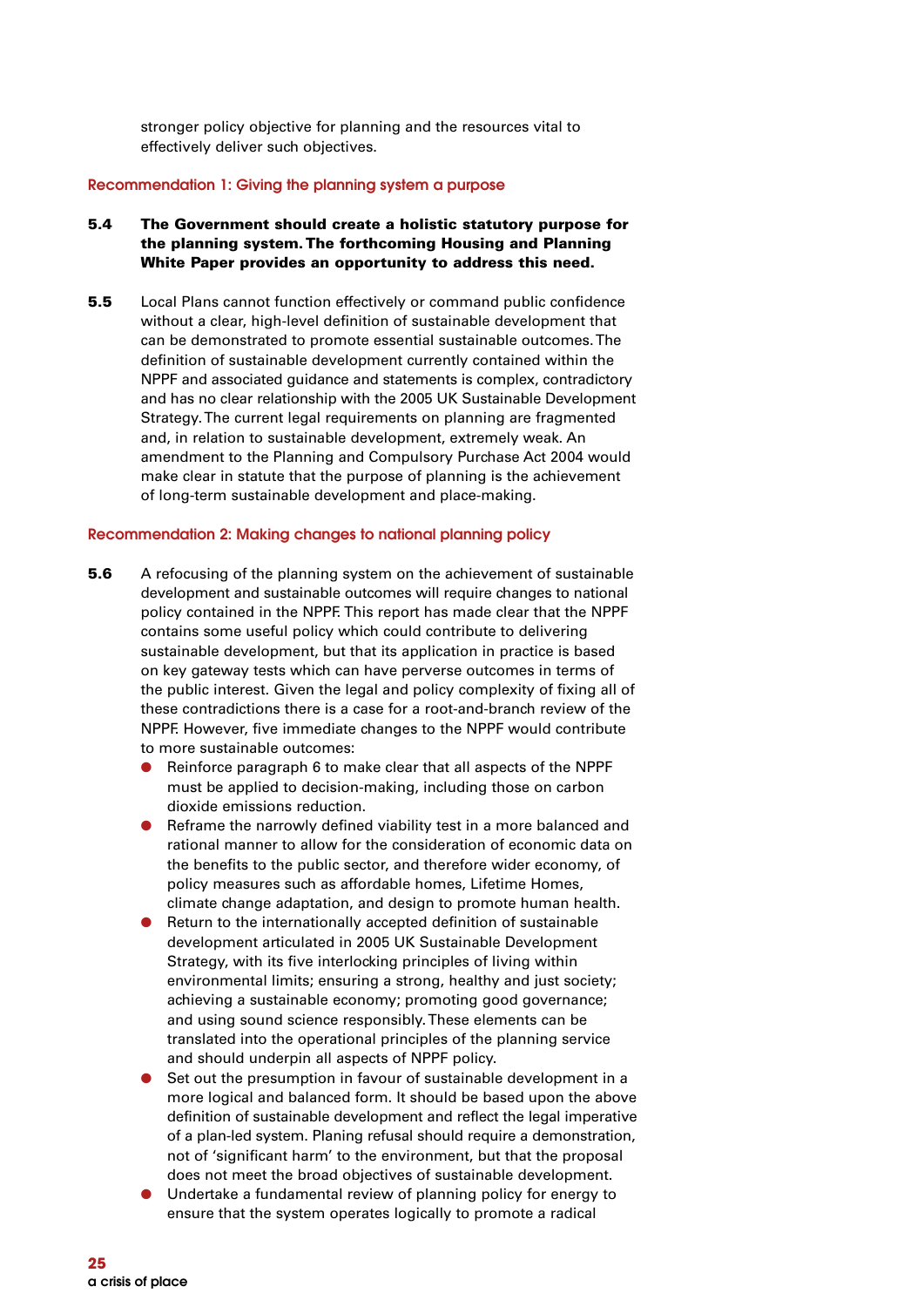stronger policy objective for planning and the resources vital to effectively deliver such objectives.

### Recommendation 1: Giving the planning system a purpose

**5.4** **The Government should create a holistic statutory purpose for the planning system. The forthcoming Housing and Planning White Paper provides an opportunity to address this need.**

**5.5** Local Plans cannot function effectively or command public confidence without a clear, high-level definition of sustainable development that can be demonstrated to promote essential sustainable outcomes. The definition of sustainable development currently contained within the NPPF and associated guidance and statements is complex, contradictory and has no clear relationship with the 2005 UK Sustainable Development Strategy. The current legal requirements on planning are fragmented and, in relation to sustainable development, extremely weak. An amendment to the Planning and Compulsory Purchase Act 2004 would make clear in statute that the purpose of planning is the achievement of long-term sustainable development and place-making.

### Recommendation 2: Making changes to national planning policy

**5.6** A refocusing of the planning system on the achievement of sustainable development and sustainable outcomes will require changes to national policy contained in the NPPF. This report has made clear that the NPPF contains some useful policy which could contribute to delivering sustainable development, but that its application in practice is based on key gateway tests which can have perverse outcomes in terms of the public interest. Given the legal and policy complexity of fixing all of these contradictions there is a case for a root-and-branch review of the NPPF. However, five immediate changes to the NPPF would contribute to more sustainable outcomes:

- Reinforce paragraph 6 to make clear that all aspects of the NPPF must be applied to decision-making, including those on carbon dioxide emissions reduction.
- Reframe the narrowly defined viability test in a more balanced and rational manner to allow for the consideration of economic data on the benefits to the public sector, and therefore wider economy, of policy measures such as affordable homes, Lifetime Homes, climate change adaptation, and design to promote human health.
- Return to the internationally accepted definition of sustainable development articulated in 2005 UK Sustainable Development Strategy, with its five interlocking principles of living within environmental limits; ensuring a strong, healthy and just society; achieving a sustainable economy; promoting good governance; and using sound science responsibly. These elements can be translated into the operational principles of the planning service and should underpin all aspects of NPPF policy.
- Set out the presumption in favour of sustainable development in a more logical and balanced form. It should be based upon the above definition of sustainable development and reflect the legal imperative of a plan-led system. Planing refusal should require a demonstration, not of 'significant harm' to the environment, but that the proposal does not meet the broad objectives of sustainable development.
- Undertake a fundamental review of planning policy for energy to ensure that the system operates logically to promote a radical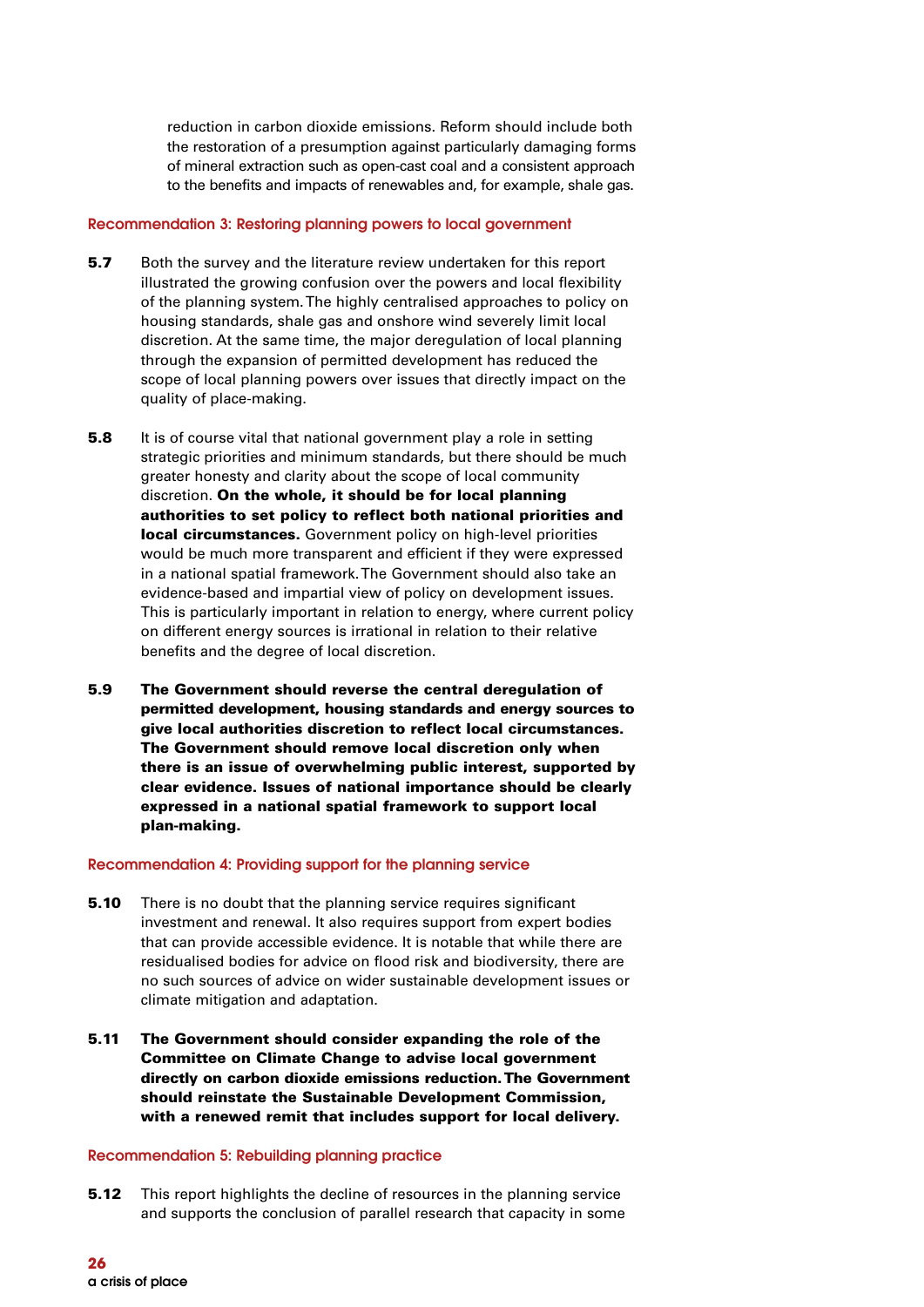reduction in carbon dioxide emissions. Reform should include both the restoration of a presumption against particularly damaging forms of mineral extraction such as open-cast coal and a consistent approach to the benefits and impacts of renewables and, for example, shale gas.

### Recommendation 3: Restoring planning powers to local government

**5.7** Both the survey and the literature review undertaken for this report illustrated the growing confusion over the powers and local flexibility of the planning system. The highly centralised approaches to policy on housing standards, shale gas and onshore wind severely limit local discretion. At the same time, the major deregulation of local planning through the expansion of permitted development has reduced the scope of local planning powers over issues that directly impact on the quality of place-making.

**5.8** It is of course vital that national government play a role in setting strategic priorities and minimum standards, but there should be much greater honesty and clarity about the scope of local community discretion. **On the whole, it should be for local planning authorities to set policy to reflect both national priorities and local circumstances.** Government policy on high-level priorities would be much more transparent and efficient if they were expressed in a national spatial framework. The Government should also take an evidence-based and impartial view of policy on development issues. This is particularly important in relation to energy, where current policy on different energy sources is irrational in relation to their relative benefits and the degree of local discretion.

**5.9** **The Government should reverse the central deregulation of permitted development, housing standards and energy sources to give local authorities discretion to reflect local circumstances. The Government should remove local discretion only when there is an issue of overwhelming public interest, supported by clear evidence. Issues of national importance should be clearly expressed in a national spatial framework to support local plan-making.**

### Recommendation 4: Providing support for the planning service

**5.10** There is no doubt that the planning service requires significant investment and renewal. It also requires support from expert bodies that can provide accessible evidence. It is notable that while there are residualised bodies for advice on flood risk and biodiversity, there are no such sources of advice on wider sustainable development issues or climate mitigation and adaptation.

**5.11** **The Government should consider expanding the role of the Committee on Climate Change to advise local government directly on carbon dioxide emissions reduction. The Government should reinstate the Sustainable Development Commission, with a renewed remit that includes support for local delivery.**

### Recommendation 5: Rebuilding planning practice

**5.12** This report highlights the decline of resources in the planning service and supports the conclusion of parallel research that capacity in some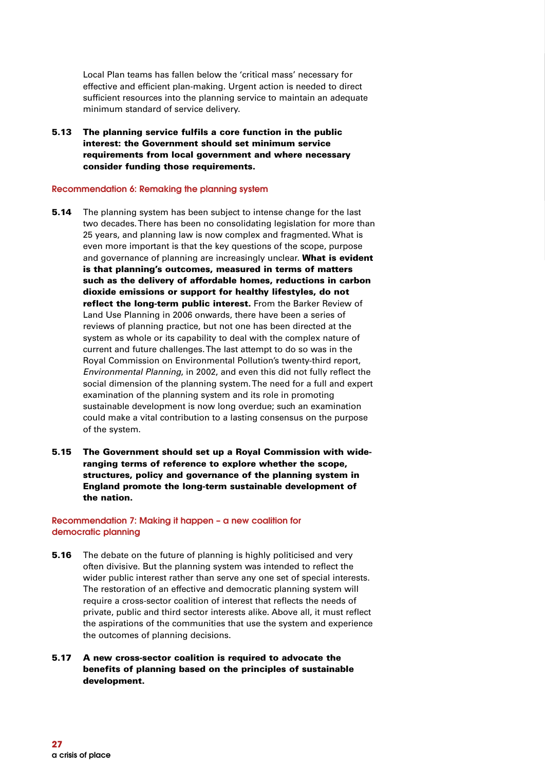Local Plan teams has fallen below the 'critical mass' necessary for effective and efficient plan-making. Urgent action is needed to direct sufficient resources into the planning service to maintain an adequate minimum standard of service delivery.

**5.13 The planning service fulfils a core function in the public interest: the Government should set minimum service requirements from local government and where necessary consider funding those requirements.**

### Recommendation 6: Remaking the planning system

**5.14** The planning system has been subject to intense change for the last two decades. There has been no consolidating legislation for more than 25 years, and planning law is now complex and fragmented. What is even more important is that the key questions of the scope, purpose and governance of planning are increasingly unclear. **What is evident is that planning's outcomes, measured in terms of matters such as the delivery of affordable homes, reductions in carbon dioxide emissions or support for healthy lifestyles, do not reflect the long-term public interest.** From the Barker Review of Land Use Planning in 2006 onwards, there have been a series of reviews of planning practice, but not one has been directed at the system as whole or its capability to deal with the complex nature of current and future challenges. The last attempt to do so was in the Royal Commission on Environmental Pollution's twenty-third report, *Environmental Planning*, in 2002, and even this did not fully reflect the social dimension of the planning system. The need for a full and expert examination of the planning system and its role in promoting sustainable development is now long overdue; such an examination could make a vital contribution to a lasting consensus on the purpose of the system.

**5.15 The Government should set up a Royal Commission with wide-ranging terms of reference to explore whether the scope, structures, policy and governance of the planning system in England promote the long-term sustainable development of the nation.**

### Recommendation 7: Making it happen – a new coalition for democratic planning

**5.16** The debate on the future of planning is highly politicised and very often divisive. But the planning system was intended to reflect the wider public interest rather than serve any one set of special interests. The restoration of an effective and democratic planning system will require a cross-sector coalition of interest that reflects the needs of private, public and third sector interests alike. Above all, it must reflect the aspirations of the communities that use the system and experience the outcomes of planning decisions.

**5.17 A new cross-sector coalition is required to advocate the benefits of planning based on the principles of sustainable development.**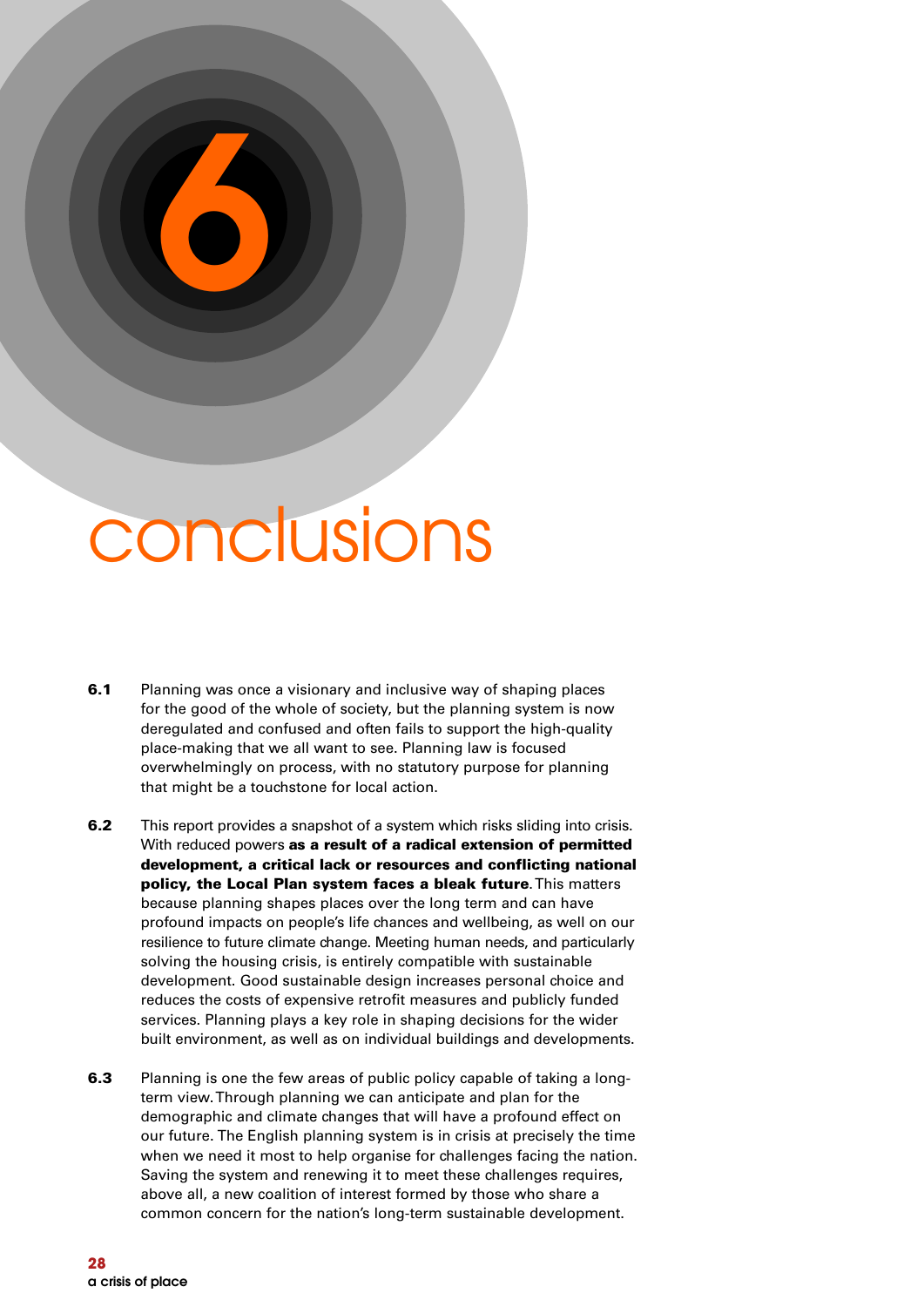# 6 conclusions

**6.1** Planning was once a visionary and inclusive way of shaping places for the good of the whole of society, but the planning system is now deregulated and confused and often fails to support the high-quality place-making that we all want to see. Planning law is focused overwhelmingly on process, with no statutory purpose for planning that might be a touchstone for local action.

**6.2** This report provides a snapshot of a system which risks sliding into crisis. With reduced powers **as a result of a radical extension of permitted development, a critical lack or resources and conflicting national policy, the Local Plan system faces a bleak future**. This matters because planning shapes places over the long term and can have profound impacts on people's life chances and wellbeing, as well on our resilience to future climate change. Meeting human needs, and particularly solving the housing crisis, is entirely compatible with sustainable development. Good sustainable design increases personal choice and reduces the costs of expensive retrofit measures and publicly funded services. Planning plays a key role in shaping decisions for the wider built environment, as well as on individual buildings and developments.

**6.3** Planning is one the few areas of public policy capable of taking a long-term view. Through planning we can anticipate and plan for the demographic and climate changes that will have a profound effect on our future. The English planning system is in crisis at precisely the time when we need it most to help organise for challenges facing the nation. Saving the system and renewing it to meet these challenges requires, above all, a new coalition of interest formed by those who share a common concern for the nation's long-term sustainable development.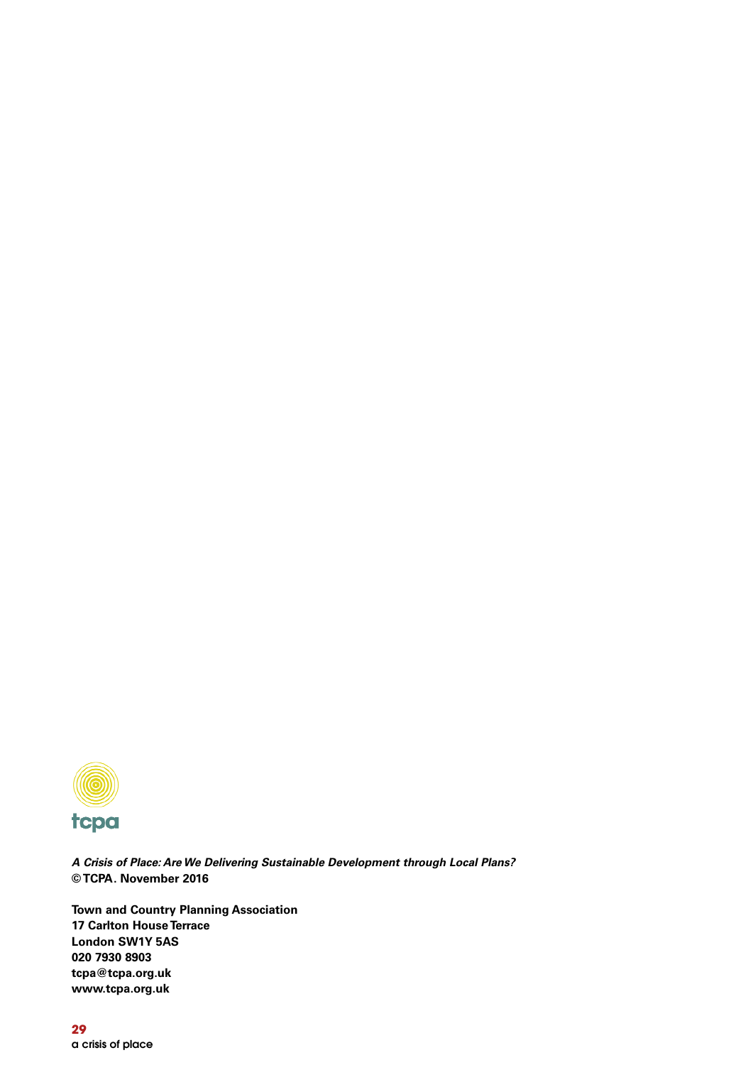tcpa

***A Crisis of Place: Are We Delivering Sustainable Development through Local Plans?***
**© TCPA. November 2016**

**Town and Country Planning Association**
**17 Carlton House Terrace**
**London SW1Y 5AS**
**020 7930 8903**
**tcpa@tcpa.org.uk**
**www.tcpa.org.uk**